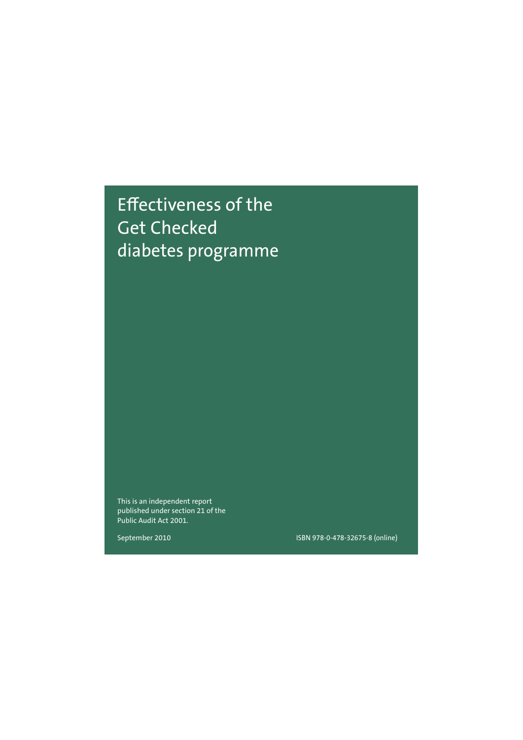# Effectiveness of the Get Checked diabetes programme

This is an independent report published under section 21 of the Public Audit Act 2001.

September 2010

ISBN 978-0-478-32675-8 (online)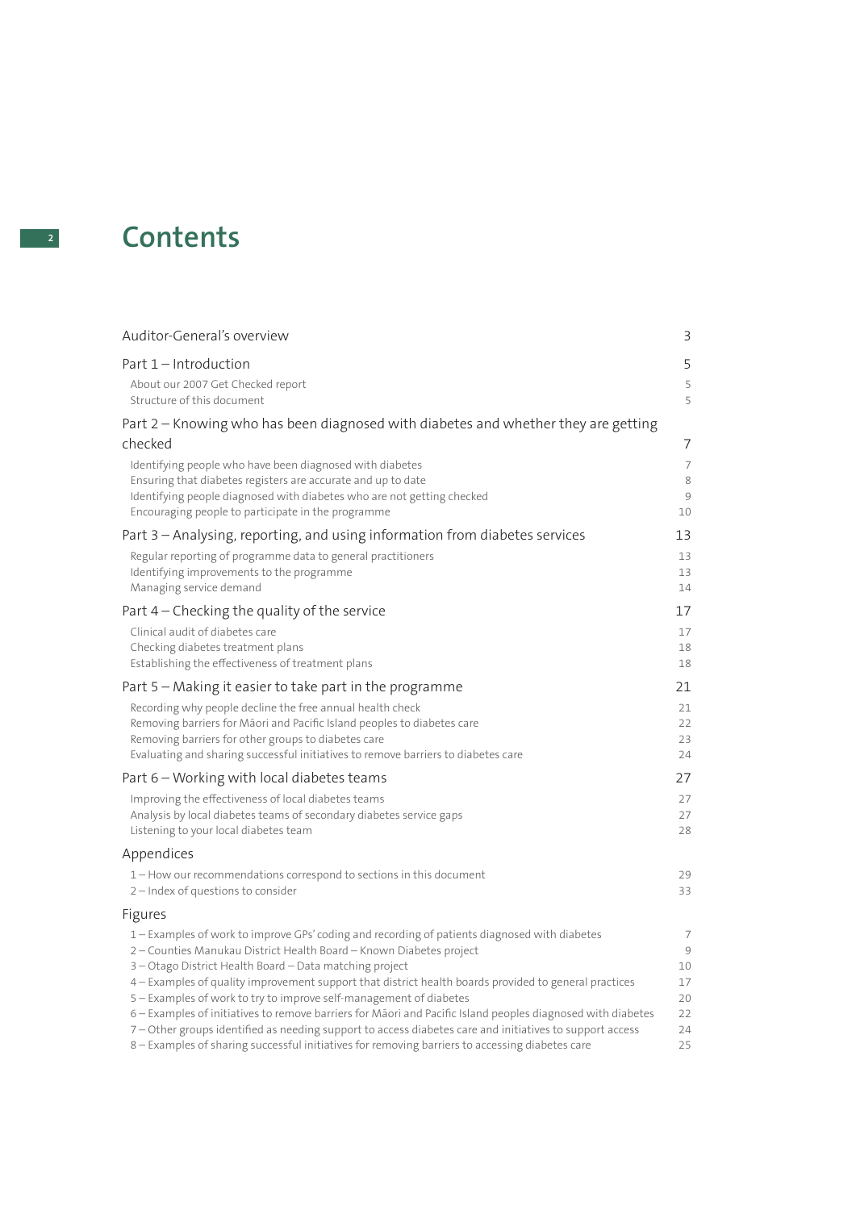# Contents

| | |
|---|---|
| Auditor-General's overview | 3 |
| Part 1 – Introduction | 5 |
| About our 2007 Get Checked report | 5 |
| Structure of this document | 5 |
| Part 2 – Knowing who has been diagnosed with diabetes and whether they are getting checked | 7 |
| Identifying people who have been diagnosed with diabetes | 7 |
| Ensuring that diabetes registers are accurate and up to date | 8 |
| Identifying people diagnosed with diabetes who are not getting checked | 9 |
| Encouraging people to participate in the programme | 10 |
| Part 3 – Analysing, reporting, and using information from diabetes services | 13 |
| Regular reporting of programme data to general practitioners | 13 |
| Identifying improvements to the programme | 13 |
| Managing service demand | 14 |
| Part 4 – Checking the quality of the service | 17 |
| Clinical audit of diabetes care | 17 |
| Checking diabetes treatment plans | 18 |
| Establishing the effectiveness of treatment plans | 18 |
| Part 5 – Making it easier to take part in the programme | 21 |
| Recording why people decline the free annual health check | 21 |
| Removing barriers for Māori and Pacific Island peoples to diabetes care | 22 |
| Removing barriers for other groups to diabetes care | 23 |
| Evaluating and sharing successful initiatives to remove barriers to diabetes care | 24 |
| Part 6 – Working with local diabetes teams | 27 |
| Improving the effectiveness of local diabetes teams | 27 |
| Analysis by local diabetes teams of secondary diabetes service gaps | 27 |
| Listening to your local diabetes team | 28 |
| **Appendices** | |
| 1 – How our recommendations correspond to sections in this document | 29 |
| 2 – Index of questions to consider | 33 |
| **Figures** | |
| 1 – Examples of work to improve GPs' coding and recording of patients diagnosed with diabetes | 7 |
| 2 – Counties Manukau District Health Board – Known Diabetes project | 9 |
| 3 – Otago District Health Board – Data matching project | 10 |
| 4 – Examples of quality improvement support that district health boards provided to general practices | 17 |
| 5 – Examples of work to try to improve self-management of diabetes | 20 |
| 6 – Examples of initiatives to remove barriers for Māori and Pacific Island peoples diagnosed with diabetes | 22 |
| 7 – Other groups identified as needing support to access diabetes care and initiatives to support access | 24 |
| 8 – Examples of sharing successful initiatives for removing barriers to accessing diabetes care | 25 |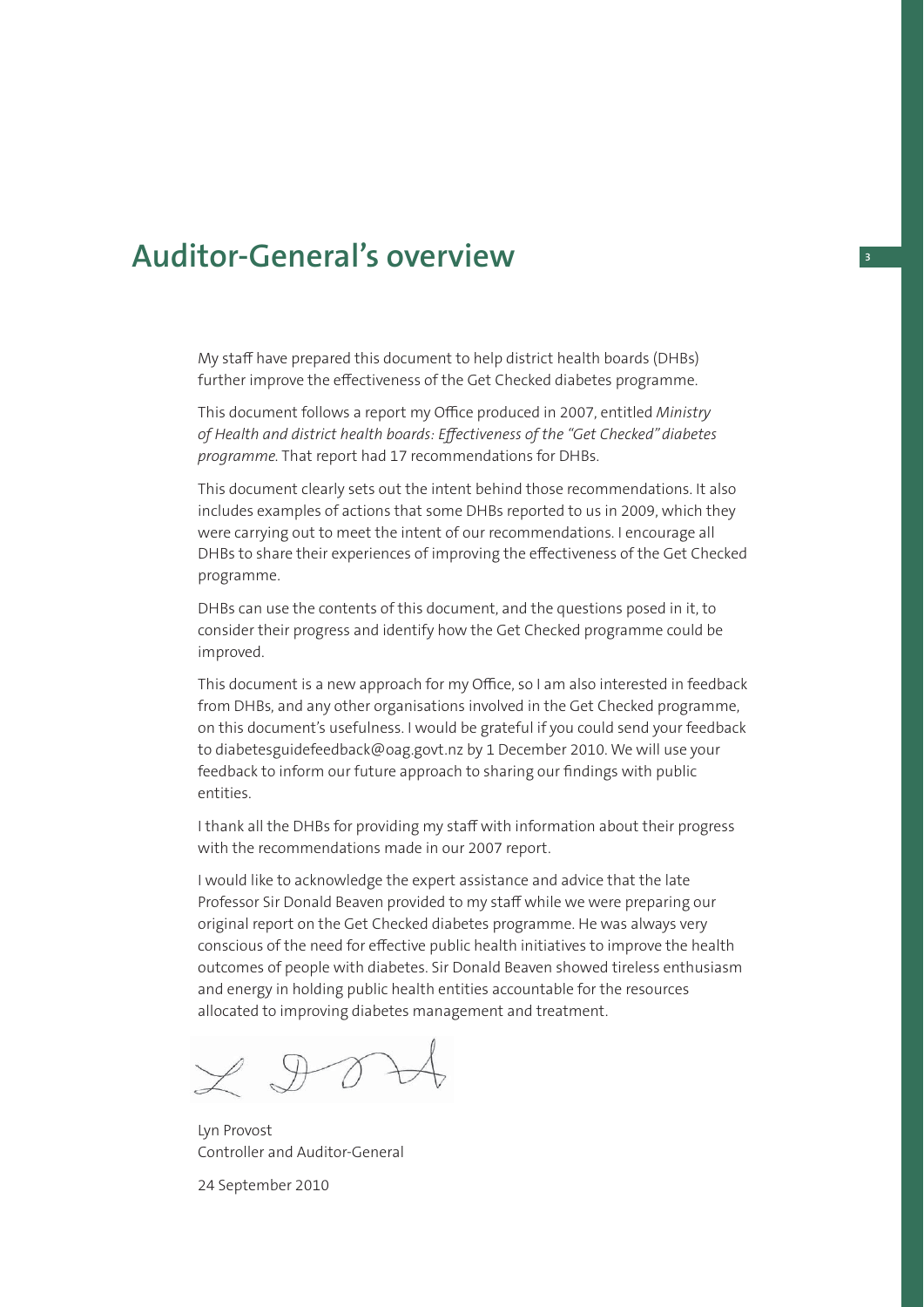# Auditor-General's overview

My staff have prepared this document to help district health boards (DHBs) further improve the effectiveness of the Get Checked diabetes programme.

This document follows a report my Office produced in 2007, entitled *Ministry of Health and district health boards: Effectiveness of the "Get Checked" diabetes programme*. That report had 17 recommendations for DHBs.

This document clearly sets out the intent behind those recommendations. It also includes examples of actions that some DHBs reported to us in 2009, which they were carrying out to meet the intent of our recommendations. I encourage all DHBs to share their experiences of improving the effectiveness of the Get Checked programme.

DHBs can use the contents of this document, and the questions posed in it, to consider their progress and identify how the Get Checked programme could be improved.

This document is a new approach for my Office, so I am also interested in feedback from DHBs, and any other organisations involved in the Get Checked programme, on this document's usefulness. I would be grateful if you could send your feedback to diabetesguidefeedback@oag.govt.nz by 1 December 2010. We will use your feedback to inform our future approach to sharing our findings with public entities.

I thank all the DHBs for providing my staff with information about their progress with the recommendations made in our 2007 report.

I would like to acknowledge the expert assistance and advice that the late Professor Sir Donald Beaven provided to my staff while we were preparing our original report on the Get Checked diabetes programme. He was always very conscious of the need for effective public health initiatives to improve the health outcomes of people with diabetes. Sir Donald Beaven showed tireless enthusiasm and energy in holding public health entities accountable for the resources allocated to improving diabetes management and treatment.

Lyn Provost
Controller and Auditor-General

24 September 2010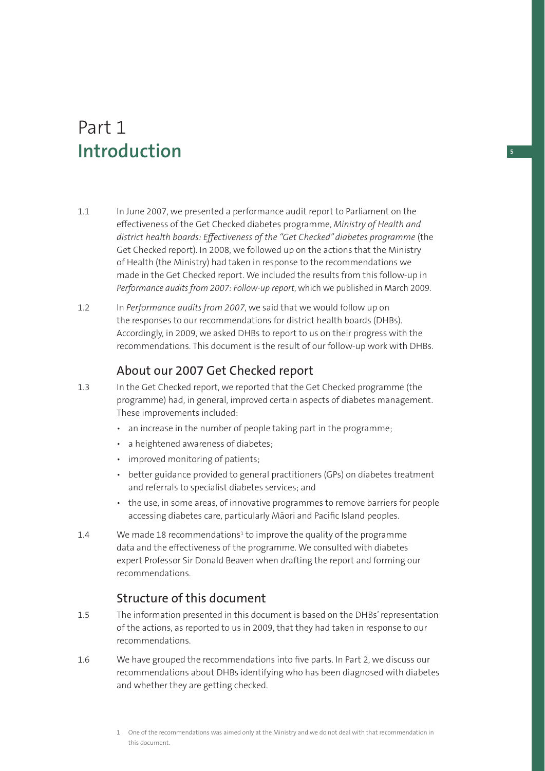# Part 1
# Introduction

1.1 In June 2007, we presented a performance audit report to Parliament on the effectiveness of the Get Checked diabetes programme, *Ministry of Health and district health boards: Effectiveness of the "Get Checked" diabetes programme* (the Get Checked report). In 2008, we followed up on the actions that the Ministry of Health (the Ministry) had taken in response to the recommendations we made in the Get Checked report. We included the results from this follow-up in *Performance audits from 2007: Follow-up report*, which we published in March 2009.

1.2 In *Performance audits from 2007*, we said that we would follow up on the responses to our recommendations for district health boards (DHBs). Accordingly, in 2009, we asked DHBs to report to us on their progress with the recommendations. This document is the result of our follow-up work with DHBs.

## About our 2007 Get Checked report

1.3 In the Get Checked report, we reported that the Get Checked programme (the programme) had, in general, improved certain aspects of diabetes management. These improvements included:

- an increase in the number of people taking part in the programme;
- a heightened awareness of diabetes;
- improved monitoring of patients;
- better guidance provided to general practitioners (GPs) on diabetes treatment and referrals to specialist diabetes services; and
- the use, in some areas, of innovative programmes to remove barriers for people accessing diabetes care, particularly Māori and Pacific Island peoples.

1.4 We made 18 recommendations[1] to improve the quality of the programme data and the effectiveness of the programme. We consulted with diabetes expert Professor Sir Donald Beaven when drafting the report and forming our recommendations.

## Structure of this document

1.5 The information presented in this document is based on the DHBs' representation of the actions, as reported to us in 2009, that they had taken in response to our recommendations.

1.6 We have grouped the recommendations into five parts. In Part 2, we discuss our recommendations about DHBs identifying who has been diagnosed with diabetes and whether they are getting checked.

1 One of the recommendations was aimed only at the Ministry and we do not deal with that recommendation in this document.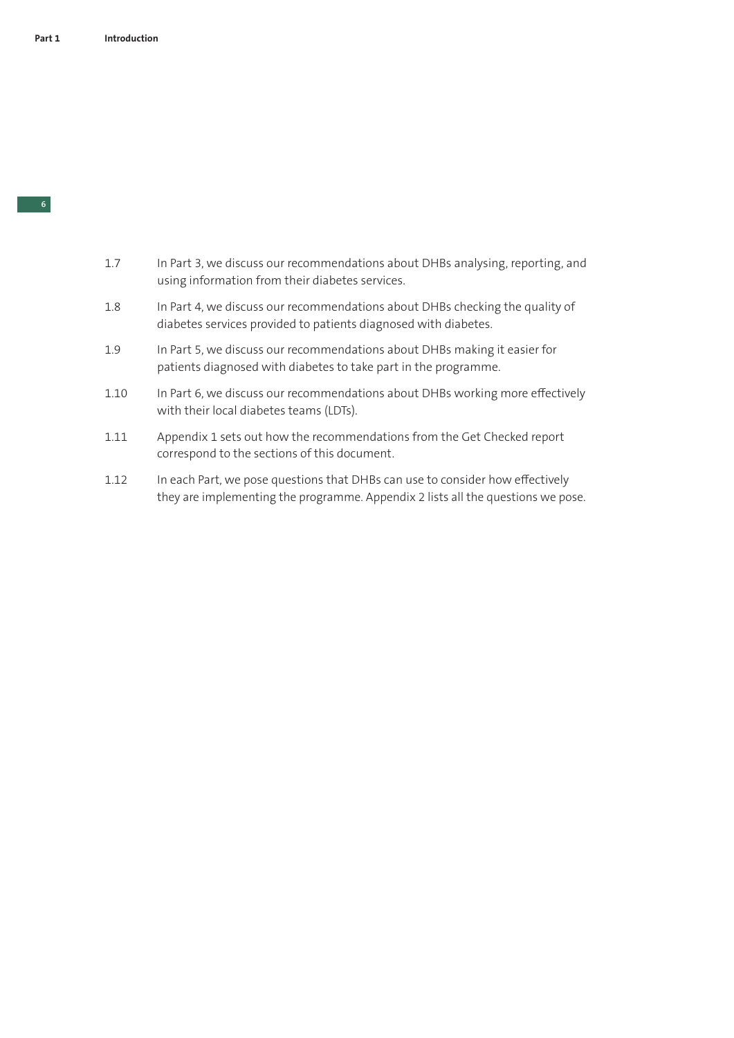1.7 In Part 3, we discuss our recommendations about DHBs analysing, reporting, and using information from their diabetes services.

1.8 In Part 4, we discuss our recommendations about DHBs checking the quality of diabetes services provided to patients diagnosed with diabetes.

1.9 In Part 5, we discuss our recommendations about DHBs making it easier for patients diagnosed with diabetes to take part in the programme.

1.10 In Part 6, we discuss our recommendations about DHBs working more effectively with their local diabetes teams (LDTs).

1.11 Appendix 1 sets out how the recommendations from the Get Checked report correspond to the sections of this document.

1.12 In each Part, we pose questions that DHBs can use to consider how effectively they are implementing the programme. Appendix 2 lists all the questions we pose.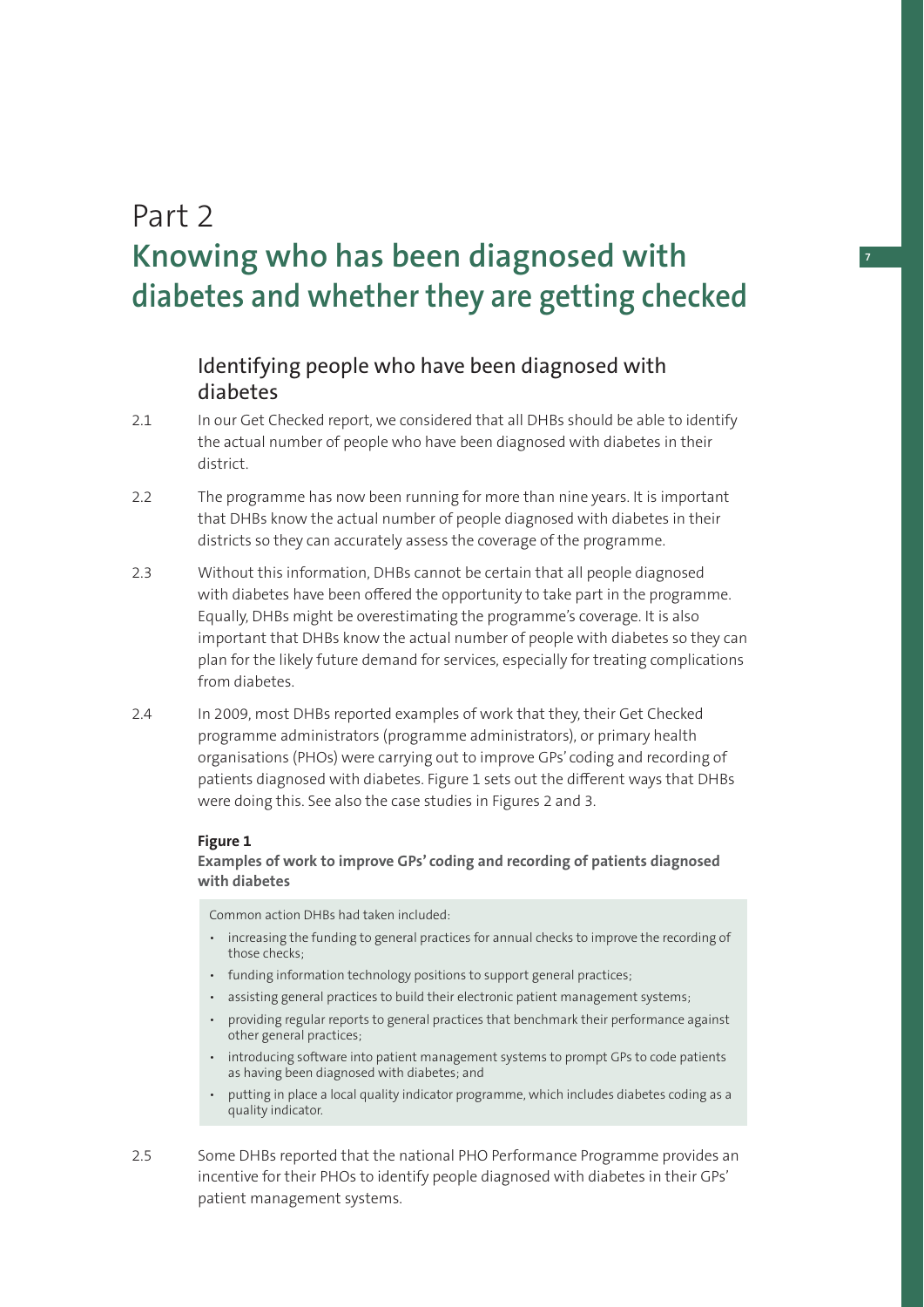# Part 2
# Knowing who has been diagnosed with diabetes and whether they are getting checked

## Identifying people who have been diagnosed with diabetes

2.1 In our Get Checked report, we considered that all DHBs should be able to identify the actual number of people who have been diagnosed with diabetes in their district.

2.2 The programme has now been running for more than nine years. It is important that DHBs know the actual number of people diagnosed with diabetes in their districts so they can accurately assess the coverage of the programme.

2.3 Without this information, DHBs cannot be certain that all people diagnosed with diabetes have been offered the opportunity to take part in the programme. Equally, DHBs might be overestimating the programme's coverage. It is also important that DHBs know the actual number of people with diabetes so they can plan for the likely future demand for services, especially for treating complications from diabetes.

2.4 In 2009, most DHBs reported examples of work that they, their Get Checked programme administrators (programme administrators), or primary health organisations (PHOs) were carrying out to improve GPs' coding and recording of patients diagnosed with diabetes. Figure 1 sets out the different ways that DHBs were doing this. See also the case studies in Figures 2 and 3.

**Figure 1**
**Examples of work to improve GPs' coding and recording of patients diagnosed with diabetes**

Common action DHBs had taken included:

- increasing the funding to general practices for annual checks to improve the recording of those checks;
- funding information technology positions to support general practices;
- assisting general practices to build their electronic patient management systems;
- providing regular reports to general practices that benchmark their performance against other general practices;
- introducing software into patient management systems to prompt GPs to code patients as having been diagnosed with diabetes; and
- putting in place a local quality indicator programme, which includes diabetes coding as a quality indicator.

2.5 Some DHBs reported that the national PHO Performance Programme provides an incentive for their PHOs to identify people diagnosed with diabetes in their GPs' patient management systems.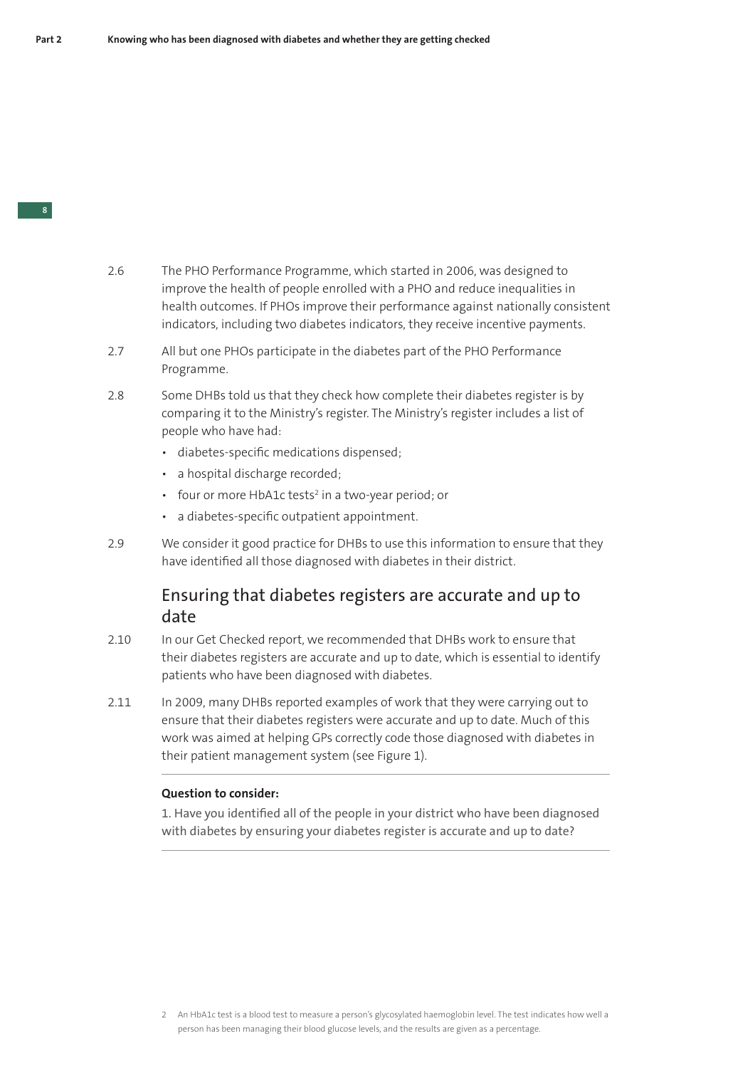2.6 The PHO Performance Programme, which started in 2006, was designed to improve the health of people enrolled with a PHO and reduce inequalities in health outcomes. If PHOs improve their performance against nationally consistent indicators, including two diabetes indicators, they receive incentive payments.

2.7 All but one PHOs participate in the diabetes part of the PHO Performance Programme.

2.8 Some DHBs told us that they check how complete their diabetes register is by comparing it to the Ministry's register. The Ministry's register includes a list of people who have had:

- diabetes-specific medications dispensed;
- a hospital discharge recorded;
- four or more HbA1c tests[2] in a two-year period; or
- a diabetes-specific outpatient appointment.

2.9 We consider it good practice for DHBs to use this information to ensure that they have identified all those diagnosed with diabetes in their district.

## Ensuring that diabetes registers are accurate and up to date

2.10 In our Get Checked report, we recommended that DHBs work to ensure that their diabetes registers are accurate and up to date, which is essential to identify patients who have been diagnosed with diabetes.

2.11 In 2009, many DHBs reported examples of work that they were carrying out to ensure that their diabetes registers were accurate and up to date. Much of this work was aimed at helping GPs correctly code those diagnosed with diabetes in their patient management system (see Figure 1).

---

**Question to consider:**

1. Have you identified all of the people in your district who have been diagnosed with diabetes by ensuring your diabetes register is accurate and up to date?

---

2 An HbA1c test is a blood test to measure a person's glycosylated haemoglobin level. The test indicates how well a person has been managing their blood glucose levels, and the results are given as a percentage.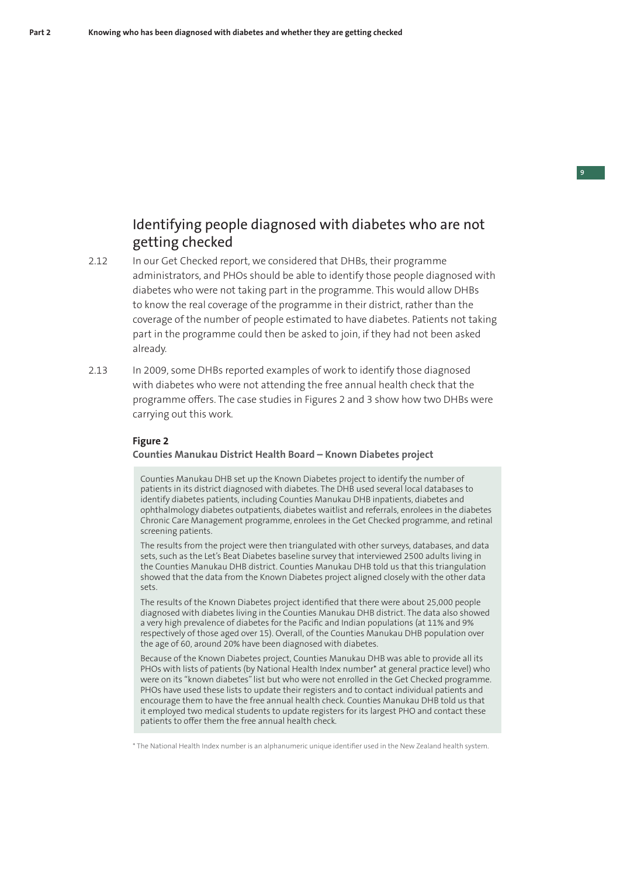## Identifying people diagnosed with diabetes who are not getting checked

2.12 In our Get Checked report, we considered that DHBs, their programme administrators, and PHOs should be able to identify those people diagnosed with diabetes who were not taking part in the programme. This would allow DHBs to know the real coverage of the programme in their district, rather than the coverage of the number of people estimated to have diabetes. Patients not taking part in the programme could then be asked to join, if they had not been asked already.

2.13 In 2009, some DHBs reported examples of work to identify those diagnosed with diabetes who were not attending the free annual health check that the programme offers. The case studies in Figures 2 and 3 show how two DHBs were carrying out this work.

**Figure 2**

**Counties Manukau District Health Board – Known Diabetes project**

Counties Manukau DHB set up the Known Diabetes project to identify the number of patients in its district diagnosed with diabetes. The DHB used several local databases to identify diabetes patients, including Counties Manukau DHB inpatients, diabetes and ophthalmology diabetes outpatients, diabetes waitlist and referrals, enrolees in the diabetes Chronic Care Management programme, enrolees in the Get Checked programme, and retinal screening patients.

The results from the project were then triangulated with other surveys, databases, and data sets, such as the Let's Beat Diabetes baseline survey that interviewed 2500 adults living in the Counties Manukau DHB district. Counties Manukau DHB told us that this triangulation showed that the data from the Known Diabetes project aligned closely with the other data sets.

The results of the Known Diabetes project identified that there were about 25,000 people diagnosed with diabetes living in the Counties Manukau DHB district. The data also showed a very high prevalence of diabetes for the Pacific and Indian populations (at 11% and 9% respectively of those aged over 15). Overall, of the Counties Manukau DHB population over the age of 60, around 20% have been diagnosed with diabetes.

Because of the Known Diabetes project, Counties Manukau DHB was able to provide all its PHOs with lists of patients (by National Health Index number* at general practice level) who were on its "known diabetes" list but who were not enrolled in the Get Checked programme. PHOs have used these lists to update their registers and to contact individual patients and encourage them to have the free annual health check. Counties Manukau DHB told us that it employed two medical students to update registers for its largest PHO and contact these patients to offer them the free annual health check.

* The National Health Index number is an alphanumeric unique identifier used in the New Zealand health system.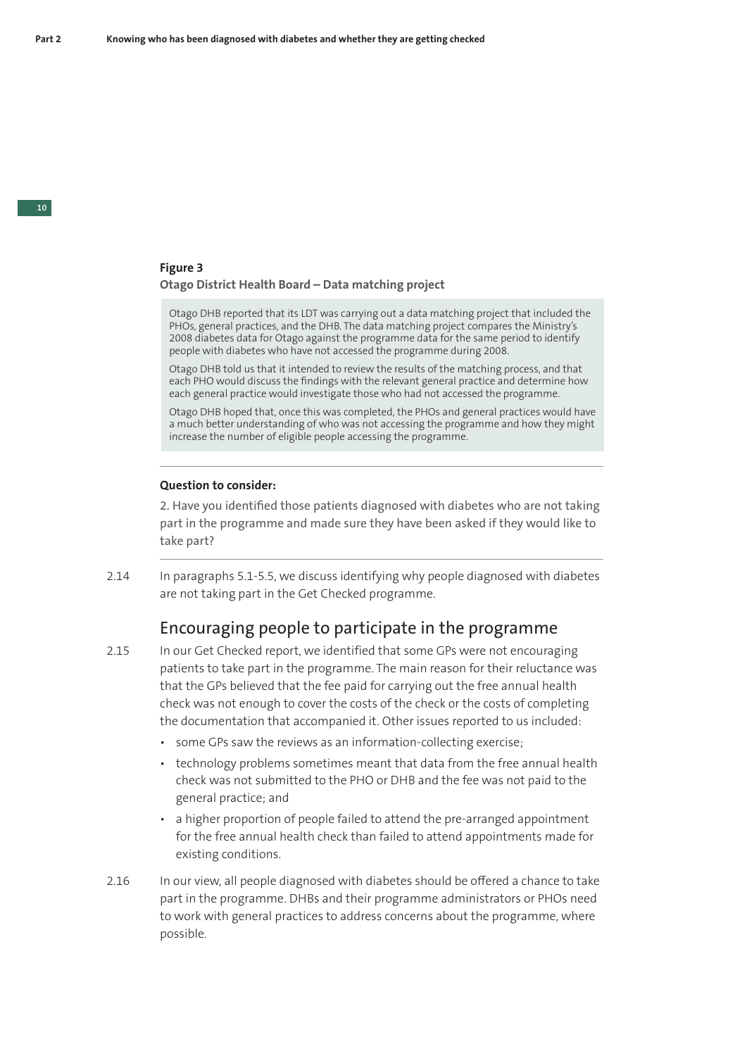**Figure 3**

**Otago District Health Board – Data matching project**

> Otago DHB reported that its LDT was carrying out a data matching project that included the PHOs, general practices, and the DHB. The data matching project compares the Ministry's 2008 diabetes data for Otago against the programme data for the same period to identify people with diabetes who have not accessed the programme during 2008.
>
> Otago DHB told us that it intended to review the results of the matching process, and that each PHO would discuss the findings with the relevant general practice and determine how each general practice would investigate those who had not accessed the programme.
>
> Otago DHB hoped that, once this was completed, the PHOs and general practices would have a much better understanding of who was not accessing the programme and how they might increase the number of eligible people accessing the programme.

---

**Question to consider:**

2. Have you identified those patients diagnosed with diabetes who are not taking part in the programme and made sure they have been asked if they would like to take part?

---

2.14 In paragraphs 5.1-5.5, we discuss identifying why people diagnosed with diabetes are not taking part in the Get Checked programme.

## Encouraging people to participate in the programme

2.15 In our Get Checked report, we identified that some GPs were not encouraging patients to take part in the programme. The main reason for their reluctance was that the GPs believed that the fee paid for carrying out the free annual health check was not enough to cover the costs of the check or the costs of completing the documentation that accompanied it. Other issues reported to us included:

- some GPs saw the reviews as an information-collecting exercise;
- technology problems sometimes meant that data from the free annual health check was not submitted to the PHO or DHB and the fee was not paid to the general practice; and
- a higher proportion of people failed to attend the pre-arranged appointment for the free annual health check than failed to attend appointments made for existing conditions.

2.16 In our view, all people diagnosed with diabetes should be offered a chance to take part in the programme. DHBs and their programme administrators or PHOs need to work with general practices to address concerns about the programme, where possible.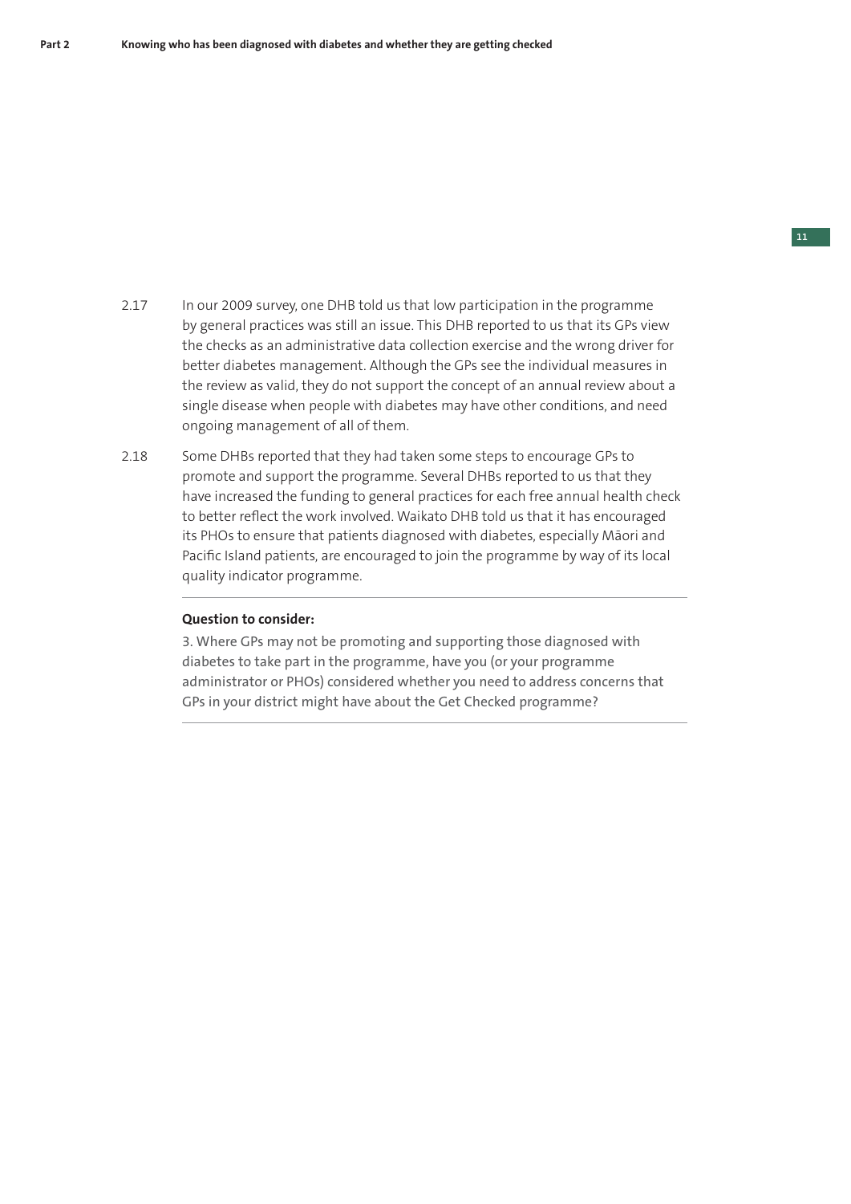2.17 In our 2009 survey, one DHB told us that low participation in the programme by general practices was still an issue. This DHB reported to us that its GPs view the checks as an administrative data collection exercise and the wrong driver for better diabetes management. Although the GPs see the individual measures in the review as valid, they do not support the concept of an annual review about a single disease when people with diabetes may have other conditions, and need ongoing management of all of them.

2.18 Some DHBs reported that they had taken some steps to encourage GPs to promote and support the programme. Several DHBs reported to us that they have increased the funding to general practices for each free annual health check to better reflect the work involved. Waikato DHB told us that it has encouraged its PHOs to ensure that patients diagnosed with diabetes, especially Māori and Pacific Island patients, are encouraged to join the programme by way of its local quality indicator programme.

---

**Question to consider:**

3. Where GPs may not be promoting and supporting those diagnosed with diabetes to take part in the programme, have you (or your programme administrator or PHOs) considered whether you need to address concerns that GPs in your district might have about the Get Checked programme?

---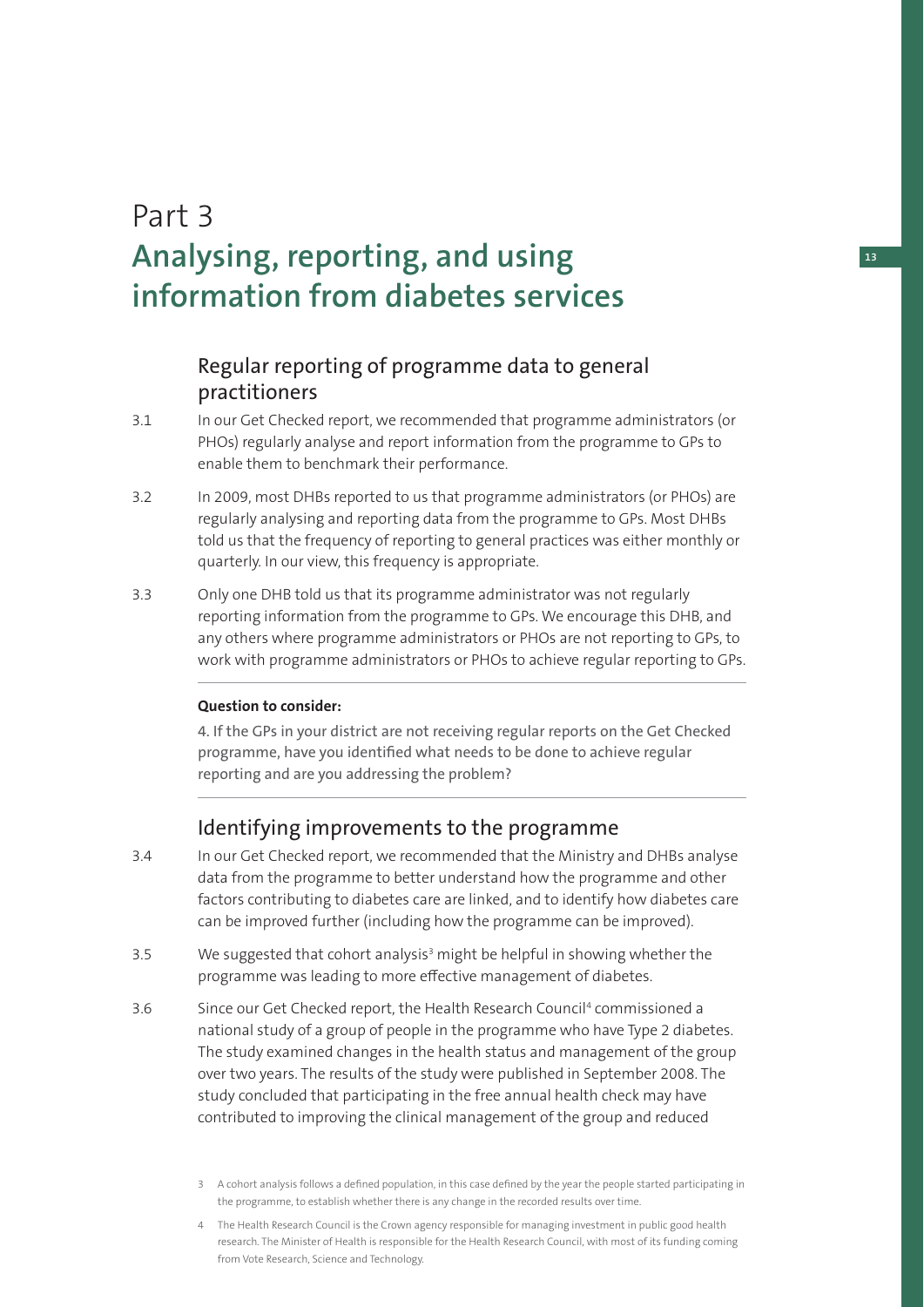# Part 3
# Analysing, reporting, and using information from diabetes services

## Regular reporting of programme data to general practitioners

3.1 In our Get Checked report, we recommended that programme administrators (or PHOs) regularly analyse and report information from the programme to GPs to enable them to benchmark their performance.

3.2 In 2009, most DHBs reported to us that programme administrators (or PHOs) are regularly analysing and reporting data from the programme to GPs. Most DHBs told us that the frequency of reporting to general practices was either monthly or quarterly. In our view, this frequency is appropriate.

3.3 Only one DHB told us that its programme administrator was not regularly reporting information from the programme to GPs. We encourage this DHB, and any others where programme administrators or PHOs are not reporting to GPs, to work with programme administrators or PHOs to achieve regular reporting to GPs.

---

**Question to consider:**

4. If the GPs in your district are not receiving regular reports on the Get Checked programme, have you identified what needs to be done to achieve regular reporting and are you addressing the problem?

---

## Identifying improvements to the programme

3.4 In our Get Checked report, we recommended that the Ministry and DHBs analyse data from the programme to better understand how the programme and other factors contributing to diabetes care are linked, and to identify how diabetes care can be improved further (including how the programme can be improved).

3.5 We suggested that cohort analysis[3] might be helpful in showing whether the programme was leading to more effective management of diabetes.

3.6 Since our Get Checked report, the Health Research Council[4] commissioned a national study of a group of people in the programme who have Type 2 diabetes. The study examined changes in the health status and management of the group over two years. The results of the study were published in September 2008. The study concluded that participating in the free annual health check may have contributed to improving the clinical management of the group and reduced

3 A cohort analysis follows a defined population, in this case defined by the year the people started participating in the programme, to establish whether there is any change in the recorded results over time.

4 The Health Research Council is the Crown agency responsible for managing investment in public good health research. The Minister of Health is responsible for the Health Research Council, with most of its funding coming from Vote Research, Science and Technology.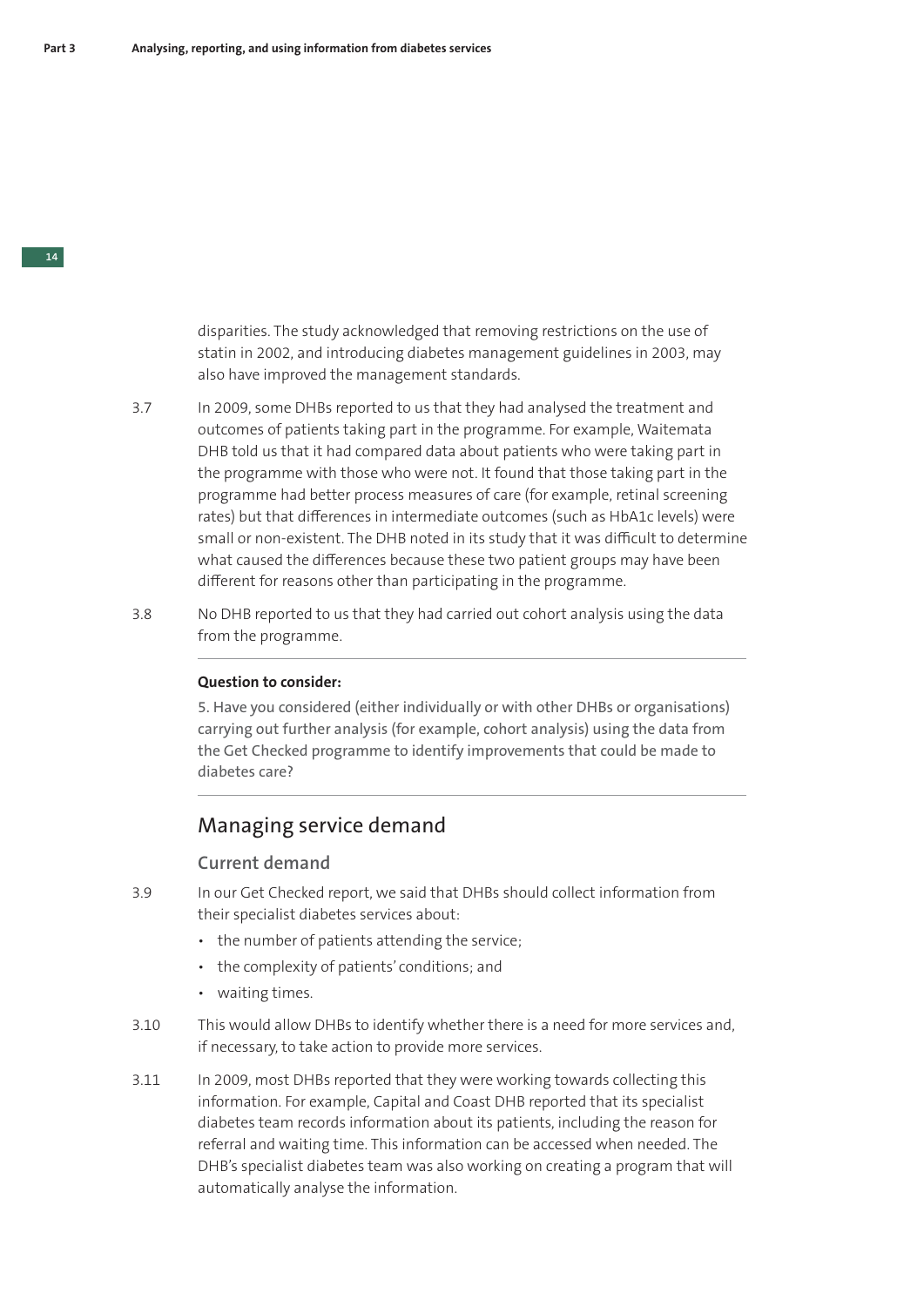disparities. The study acknowledged that removing restrictions on the use of statin in 2002, and introducing diabetes management guidelines in 2003, may also have improved the management standards.

3.7 In 2009, some DHBs reported to us that they had analysed the treatment and outcomes of patients taking part in the programme. For example, Waitemata DHB told us that it had compared data about patients who were taking part in the programme with those who were not. It found that those taking part in the programme had better process measures of care (for example, retinal screening rates) but that differences in intermediate outcomes (such as HbA1c levels) were small or non-existent. The DHB noted in its study that it was difficult to determine what caused the differences because these two patient groups may have been different for reasons other than participating in the programme.

3.8 No DHB reported to us that they had carried out cohort analysis using the data from the programme.

---

**Question to consider:**

5. Have you considered (either individually or with other DHBs or organisations) carrying out further analysis (for example, cohort analysis) using the data from the Get Checked programme to identify improvements that could be made to diabetes care?

---

## Managing service demand

### Current demand

3.9 In our Get Checked report, we said that DHBs should collect information from their specialist diabetes services about:

- the number of patients attending the service;
- the complexity of patients' conditions; and
- waiting times.

3.10 This would allow DHBs to identify whether there is a need for more services and, if necessary, to take action to provide more services.

3.11 In 2009, most DHBs reported that they were working towards collecting this information. For example, Capital and Coast DHB reported that its specialist diabetes team records information about its patients, including the reason for referral and waiting time. This information can be accessed when needed. The DHB's specialist diabetes team was also working on creating a program that will automatically analyse the information.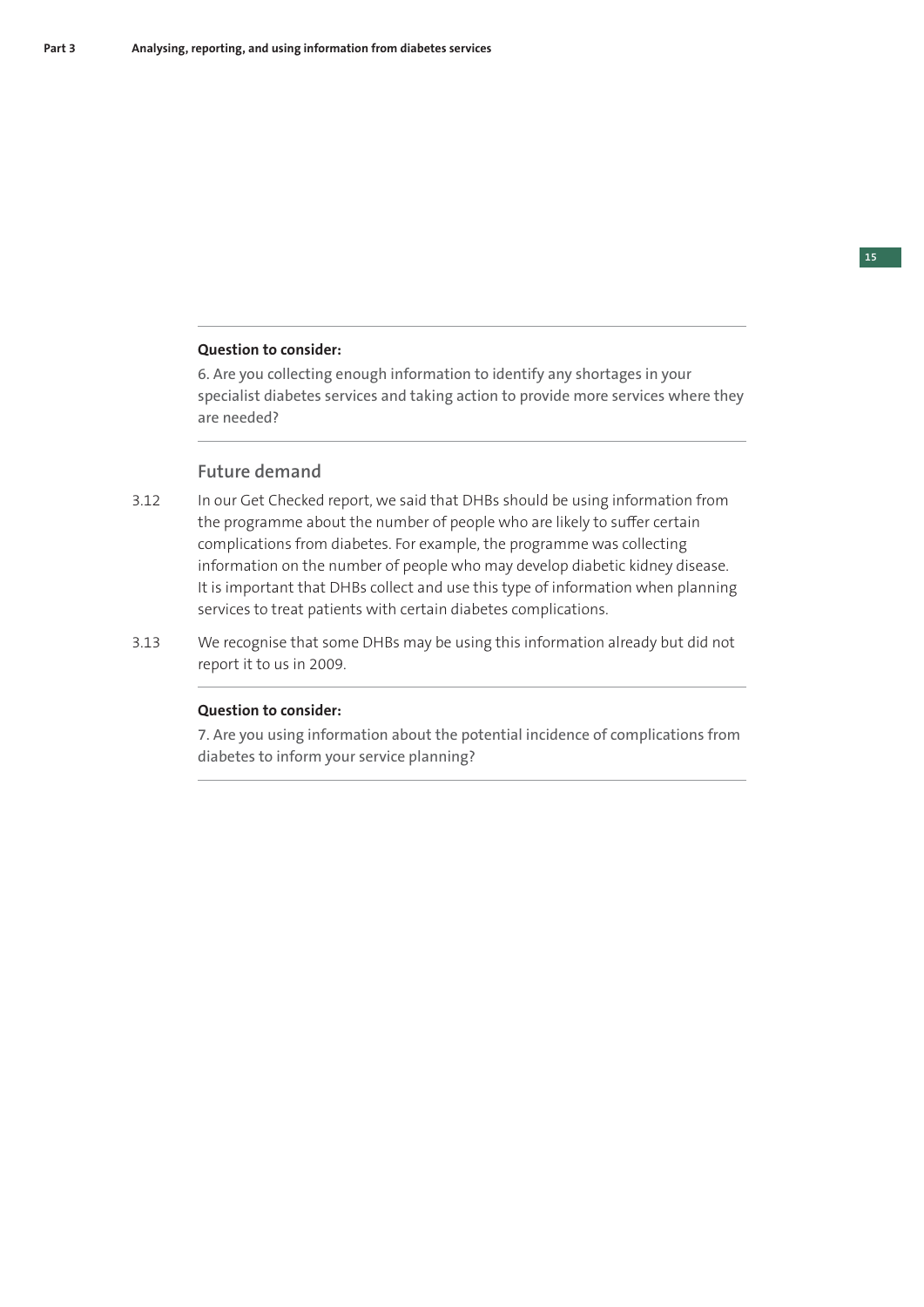---

**Question to consider:**

6. Are you collecting enough information to identify any shortages in your specialist diabetes services and taking action to provide more services where they are needed?

---

### Future demand

3.12 In our Get Checked report, we said that DHBs should be using information from the programme about the number of people who are likely to suffer certain complications from diabetes. For example, the programme was collecting information on the number of people who may develop diabetic kidney disease. It is important that DHBs collect and use this type of information when planning services to treat patients with certain diabetes complications.

3.13 We recognise that some DHBs may be using this information already but did not report it to us in 2009.

---

**Question to consider:**

7. Are you using information about the potential incidence of complications from diabetes to inform your service planning?

---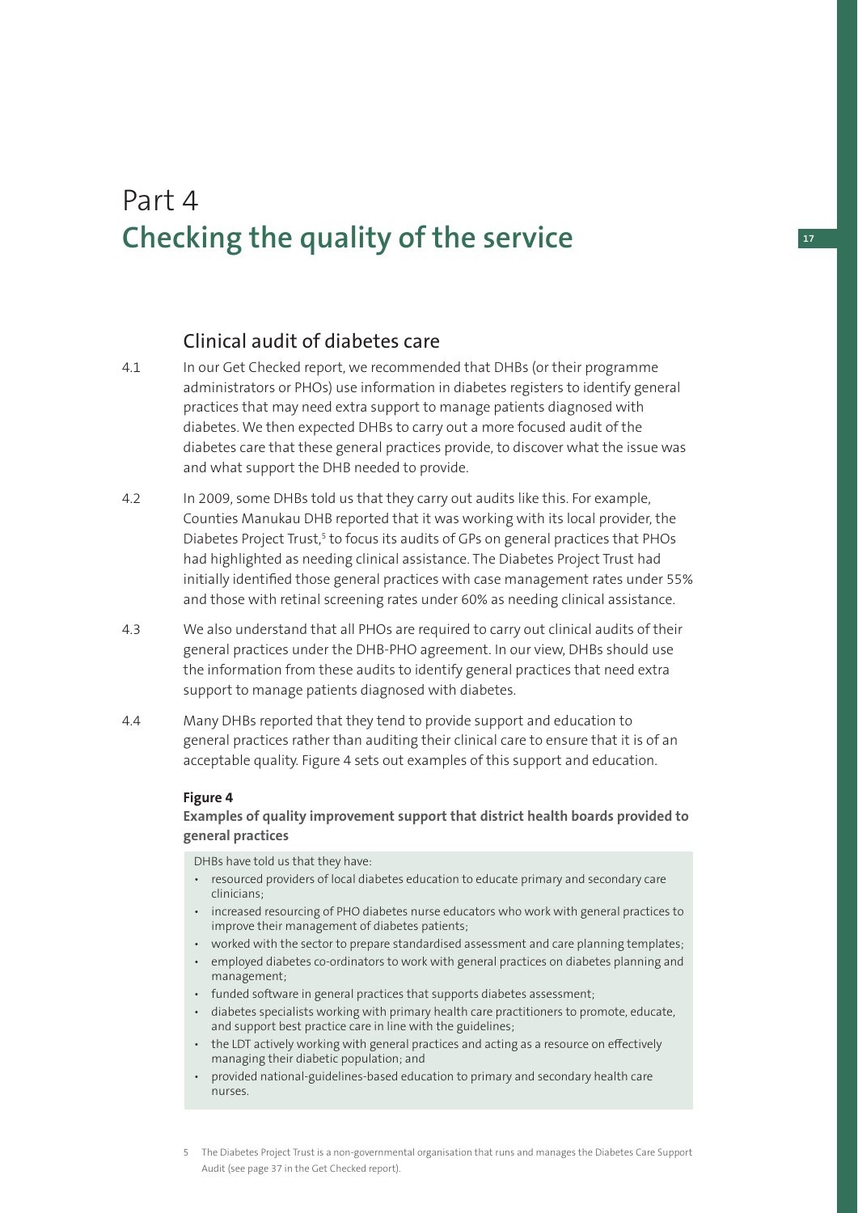# Part 4
# Checking the quality of the service

## Clinical audit of diabetes care

4.1 In our Get Checked report, we recommended that DHBs (or their programme administrators or PHOs) use information in diabetes registers to identify general practices that may need extra support to manage patients diagnosed with diabetes. We then expected DHBs to carry out a more focused audit of the diabetes care that these general practices provide, to discover what the issue was and what support the DHB needed to provide.

4.2 In 2009, some DHBs told us that they carry out audits like this. For example, Counties Manukau DHB reported that it was working with its local provider, the Diabetes Project Trust,[5] to focus its audits of GPs on general practices that PHOs had highlighted as needing clinical assistance. The Diabetes Project Trust had initially identified those general practices with case management rates under 55% and those with retinal screening rates under 60% as needing clinical assistance.

4.3 We also understand that all PHOs are required to carry out clinical audits of their general practices under the DHB-PHO agreement. In our view, DHBs should use the information from these audits to identify general practices that need extra support to manage patients diagnosed with diabetes.

4.4 Many DHBs reported that they tend to provide support and education to general practices rather than auditing their clinical care to ensure that it is of an acceptable quality. Figure 4 sets out examples of this support and education.

**Figure 4**
**Examples of quality improvement support that district health boards provided to general practices**

DHBs have told us that they have:

- resourced providers of local diabetes education to educate primary and secondary care clinicians;
- increased resourcing of PHO diabetes nurse educators who work with general practices to improve their management of diabetes patients;
- worked with the sector to prepare standardised assessment and care planning templates;
- employed diabetes co-ordinators to work with general practices on diabetes planning and management;
- funded software in general practices that supports diabetes assessment;
- diabetes specialists working with primary health care practitioners to promote, educate, and support best practice care in line with the guidelines;
- the LDT actively working with general practices and acting as a resource on effectively managing their diabetic population; and
- provided national-guidelines-based education to primary and secondary health care nurses.

5 The Diabetes Project Trust is a non-governmental organisation that runs and manages the Diabetes Care Support Audit (see page 37 in the Get Checked report).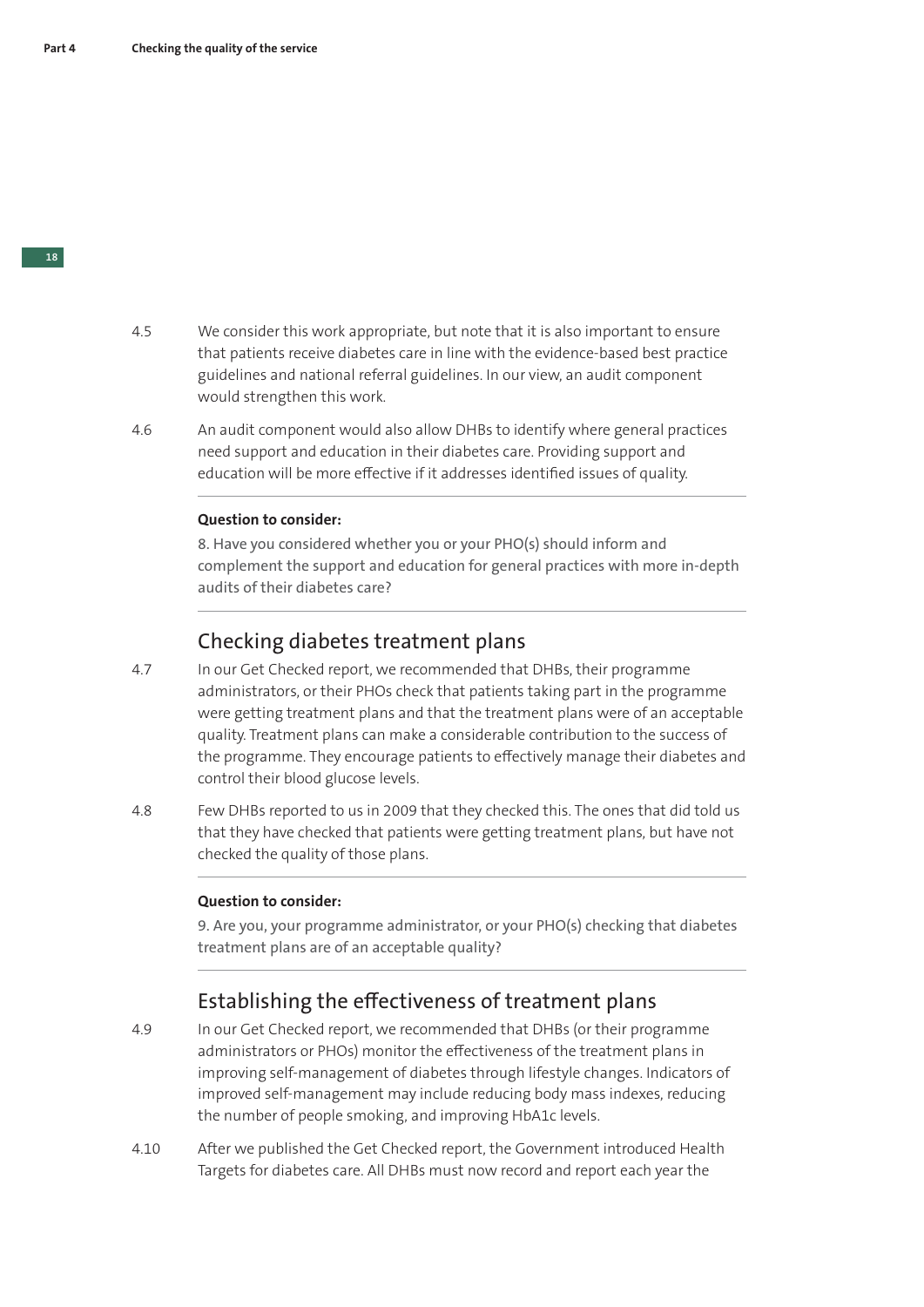4.5 We consider this work appropriate, but note that it is also important to ensure that patients receive diabetes care in line with the evidence-based best practice guidelines and national referral guidelines. In our view, an audit component would strengthen this work.

4.6 An audit component would also allow DHBs to identify where general practices need support and education in their diabetes care. Providing support and education will be more effective if it addresses identified issues of quality.

---

**Question to consider:**

8. Have you considered whether you or your PHO(s) should inform and complement the support and education for general practices with more in-depth audits of their diabetes care?

---

## Checking diabetes treatment plans

4.7 In our Get Checked report, we recommended that DHBs, their programme administrators, or their PHOs check that patients taking part in the programme were getting treatment plans and that the treatment plans were of an acceptable quality. Treatment plans can make a considerable contribution to the success of the programme. They encourage patients to effectively manage their diabetes and control their blood glucose levels.

4.8 Few DHBs reported to us in 2009 that they checked this. The ones that did told us that they have checked that patients were getting treatment plans, but have not checked the quality of those plans.

---

**Question to consider:**

9. Are you, your programme administrator, or your PHO(s) checking that diabetes treatment plans are of an acceptable quality?

---

## Establishing the effectiveness of treatment plans

4.9 In our Get Checked report, we recommended that DHBs (or their programme administrators or PHOs) monitor the effectiveness of the treatment plans in improving self-management of diabetes through lifestyle changes. Indicators of improved self-management may include reducing body mass indexes, reducing the number of people smoking, and improving HbA1c levels.

4.10 After we published the Get Checked report, the Government introduced Health Targets for diabetes care. All DHBs must now record and report each year the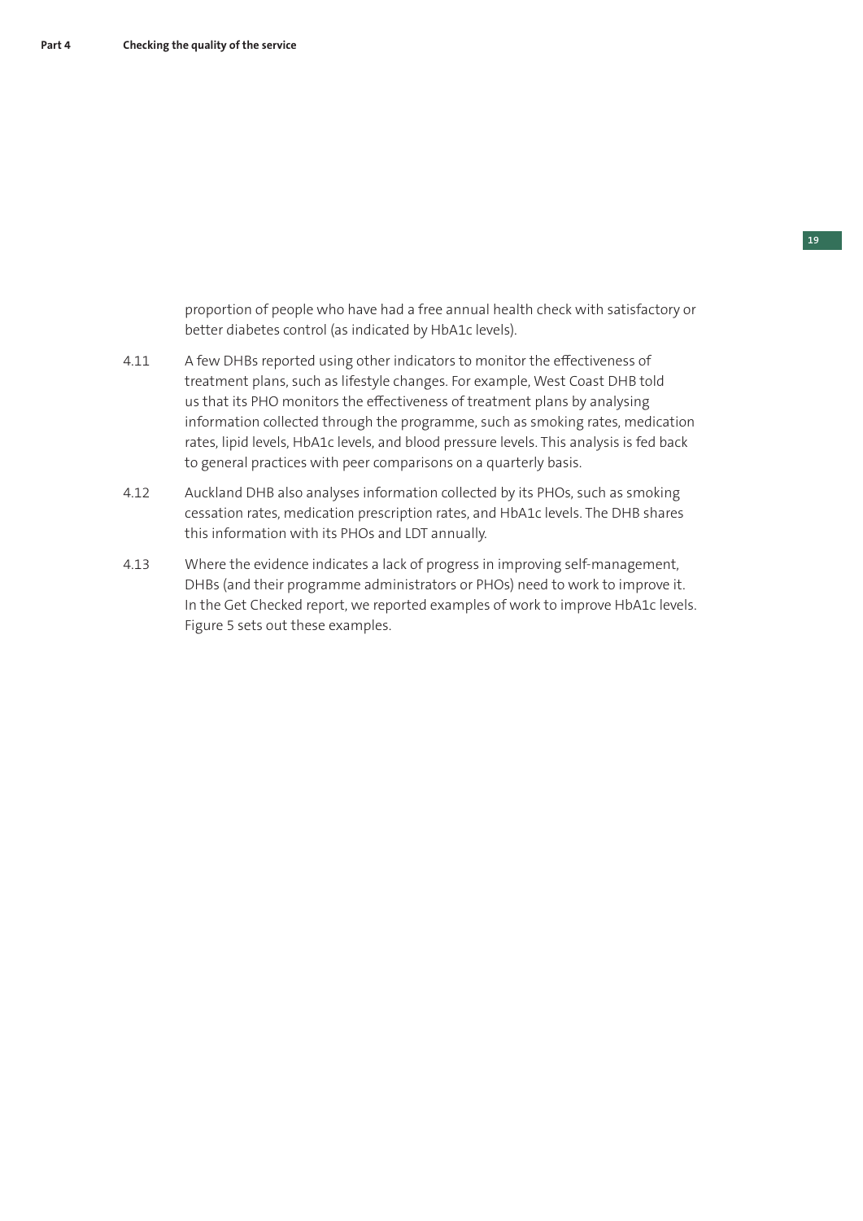proportion of people who have had a free annual health check with satisfactory or better diabetes control (as indicated by HbA1c levels).

4.11 A few DHBs reported using other indicators to monitor the effectiveness of treatment plans, such as lifestyle changes. For example, West Coast DHB told us that its PHO monitors the effectiveness of treatment plans by analysing information collected through the programme, such as smoking rates, medication rates, lipid levels, HbA1c levels, and blood pressure levels. This analysis is fed back to general practices with peer comparisons on a quarterly basis.

4.12 Auckland DHB also analyses information collected by its PHOs, such as smoking cessation rates, medication prescription rates, and HbA1c levels. The DHB shares this information with its PHOs and LDT annually.

4.13 Where the evidence indicates a lack of progress in improving self-management, DHBs (and their programme administrators or PHOs) need to work to improve it. In the Get Checked report, we reported examples of work to improve HbA1c levels. Figure 5 sets out these examples.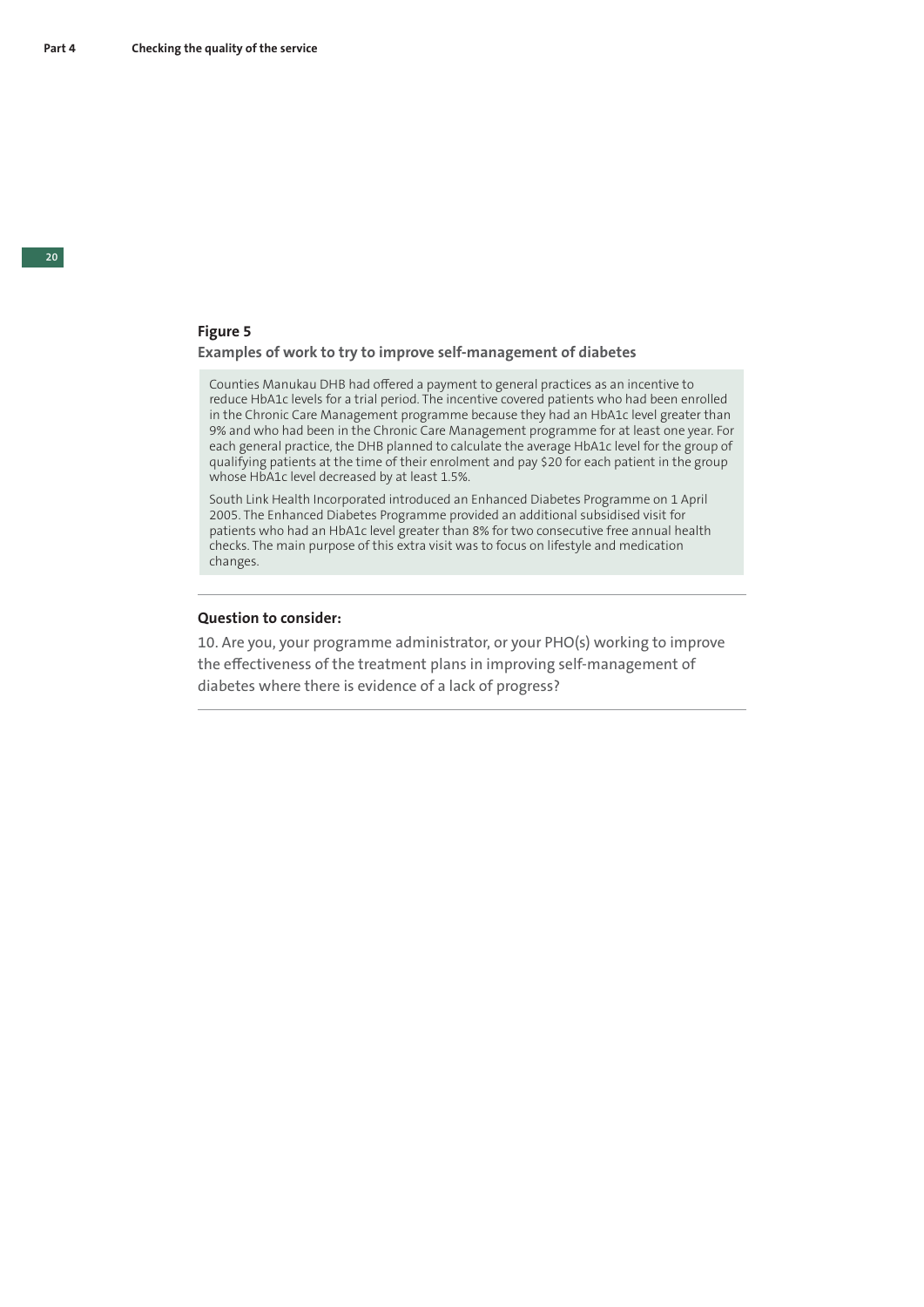**Figure 5**

**Examples of work to try to improve self-management of diabetes**

Counties Manukau DHB had offered a payment to general practices as an incentive to reduce HbA1c levels for a trial period. The incentive covered patients who had been enrolled in the Chronic Care Management programme because they had an HbA1c level greater than 9% and who had been in the Chronic Care Management programme for at least one year. For each general practice, the DHB planned to calculate the average HbA1c level for the group of qualifying patients at the time of their enrolment and pay $20 for each patient in the group whose HbA1c level decreased by at least 1.5%.

South Link Health Incorporated introduced an Enhanced Diabetes Programme on 1 April 2005. The Enhanced Diabetes Programme provided an additional subsidised visit for patients who had an HbA1c level greater than 8% for two consecutive free annual health checks. The main purpose of this extra visit was to focus on lifestyle and medication changes.

---

**Question to consider:**

10. Are you, your programme administrator, or your PHO(s) working to improve the effectiveness of the treatment plans in improving self-management of diabetes where there is evidence of a lack of progress?

---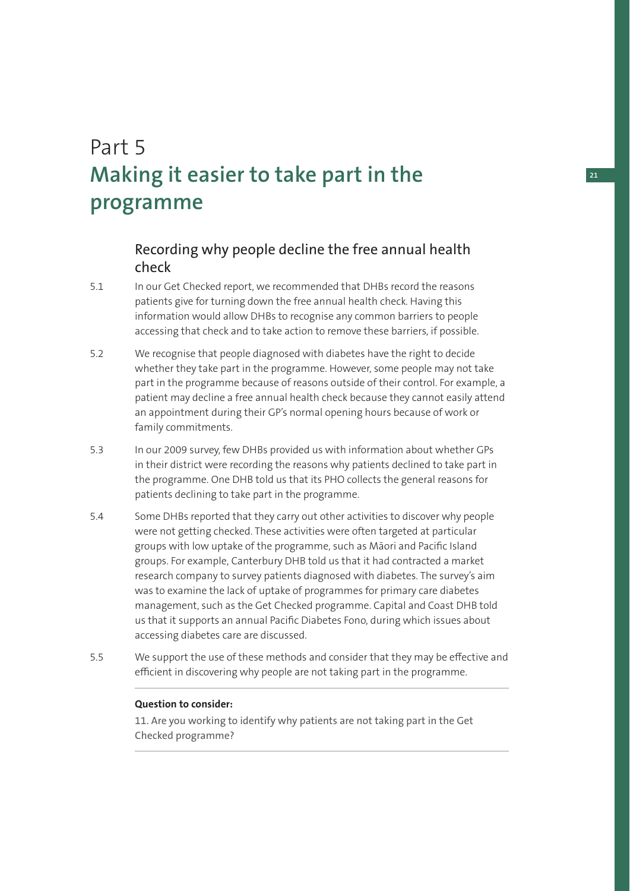# Part 5
# Making it easier to take part in the programme

## Recording why people decline the free annual health check

5.1 In our Get Checked report, we recommended that DHBs record the reasons patients give for turning down the free annual health check. Having this information would allow DHBs to recognise any common barriers to people accessing that check and to take action to remove these barriers, if possible.

5.2 We recognise that people diagnosed with diabetes have the right to decide whether they take part in the programme. However, some people may not take part in the programme because of reasons outside of their control. For example, a patient may decline a free annual health check because they cannot easily attend an appointment during their GP's normal opening hours because of work or family commitments.

5.3 In our 2009 survey, few DHBs provided us with information about whether GPs in their district were recording the reasons why patients declined to take part in the programme. One DHB told us that its PHO collects the general reasons for patients declining to take part in the programme.

5.4 Some DHBs reported that they carry out other activities to discover why people were not getting checked. These activities were often targeted at particular groups with low uptake of the programme, such as Māori and Pacific Island groups. For example, Canterbury DHB told us that it had contracted a market research company to survey patients diagnosed with diabetes. The survey's aim was to examine the lack of uptake of programmes for primary care diabetes management, such as the Get Checked programme. Capital and Coast DHB told us that it supports an annual Pacific Diabetes Fono, during which issues about accessing diabetes care are discussed.

5.5 We support the use of these methods and consider that they may be effective and efficient in discovering why people are not taking part in the programme.

---

**Question to consider:**

11. Are you working to identify why patients are not taking part in the Get Checked programme?

---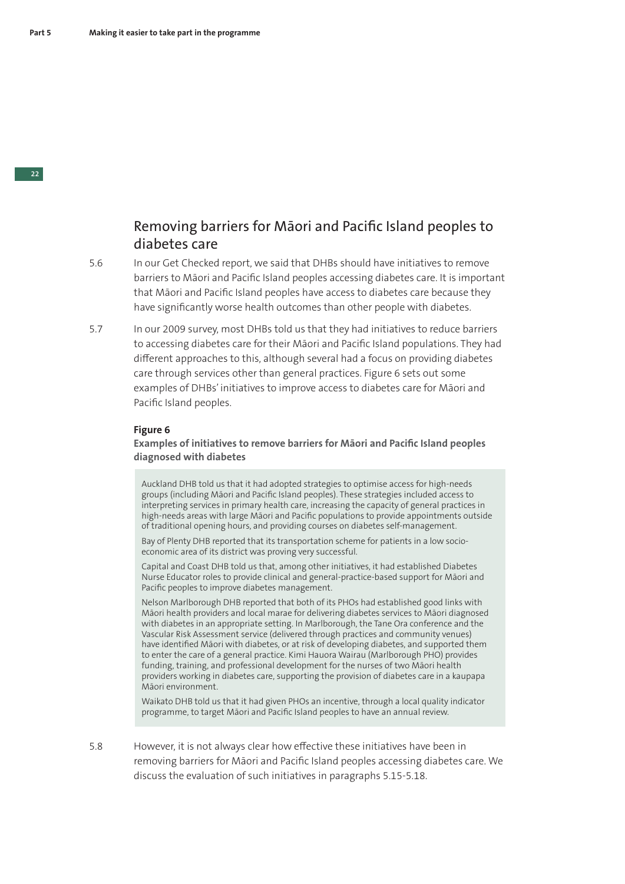## Removing barriers for Māori and Pacific Island peoples to diabetes care

5.6 In our Get Checked report, we said that DHBs should have initiatives to remove barriers to Māori and Pacific Island peoples accessing diabetes care. It is important that Māori and Pacific Island peoples have access to diabetes care because they have significantly worse health outcomes than other people with diabetes.

5.7 In our 2009 survey, most DHBs told us that they had initiatives to reduce barriers to accessing diabetes care for their Māori and Pacific Island populations. They had different approaches to this, although several had a focus on providing diabetes care through services other than general practices. Figure 6 sets out some examples of DHBs' initiatives to improve access to diabetes care for Māori and Pacific Island peoples.

**Figure 6**
**Examples of initiatives to remove barriers for Māori and Pacific Island peoples diagnosed with diabetes**

> Auckland DHB told us that it had adopted strategies to optimise access for high-needs groups (including Māori and Pacific Island peoples). These strategies included access to interpreting services in primary health care, increasing the capacity of general practices in high-needs areas with large Māori and Pacific populations to provide appointments outside of traditional opening hours, and providing courses on diabetes self-management.
>
> Bay of Plenty DHB reported that its transportation scheme for patients in a low socio-economic area of its district was proving very successful.
>
> Capital and Coast DHB told us that, among other initiatives, it had established Diabetes Nurse Educator roles to provide clinical and general-practice-based support for Māori and Pacific peoples to improve diabetes management.
>
> Nelson Marlborough DHB reported that both of its PHOs had established good links with Māori health providers and local marae for delivering diabetes services to Māori diagnosed with diabetes in an appropriate setting. In Marlborough, the Tane Ora conference and the Vascular Risk Assessment service (delivered through practices and community venues) have identified Māori with diabetes, or at risk of developing diabetes, and supported them to enter the care of a general practice. Kimi Hauora Wairau (Marlborough PHO) provides funding, training, and professional development for the nurses of two Māori health providers working in diabetes care, supporting the provision of diabetes care in a kaupapa Māori environment.
>
> Waikato DHB told us that it had given PHOs an incentive, through a local quality indicator programme, to target Māori and Pacific Island peoples to have an annual review.

5.8 However, it is not always clear how effective these initiatives have been in removing barriers for Māori and Pacific Island peoples accessing diabetes care. We discuss the evaluation of such initiatives in paragraphs 5.15-5.18.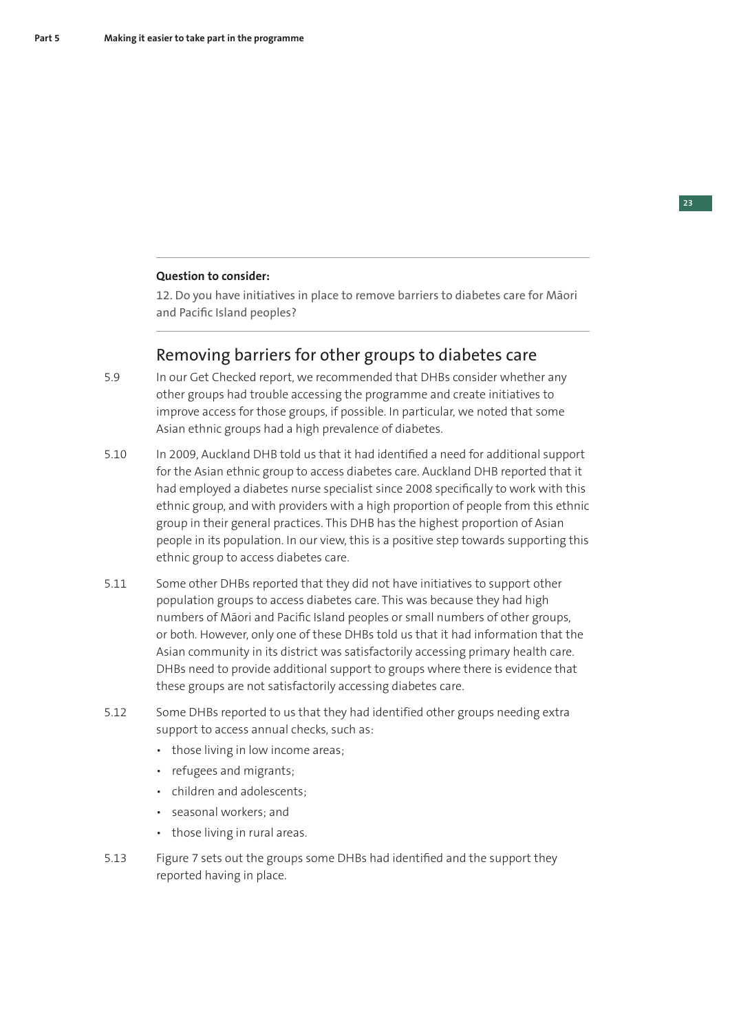**Question to consider:**

12. Do you have initiatives in place to remove barriers to diabetes care for Māori and Pacific Island peoples?

## Removing barriers for other groups to diabetes care

5.9 In our Get Checked report, we recommended that DHBs consider whether any other groups had trouble accessing the programme and create initiatives to improve access for those groups, if possible. In particular, we noted that some Asian ethnic groups had a high prevalence of diabetes.

5.10 In 2009, Auckland DHB told us that it had identified a need for additional support for the Asian ethnic group to access diabetes care. Auckland DHB reported that it had employed a diabetes nurse specialist since 2008 specifically to work with this ethnic group, and with providers with a high proportion of people from this ethnic group in their general practices. This DHB has the highest proportion of Asian people in its population. In our view, this is a positive step towards supporting this ethnic group to access diabetes care.

5.11 Some other DHBs reported that they did not have initiatives to support other population groups to access diabetes care. This was because they had high numbers of Māori and Pacific Island peoples or small numbers of other groups, or both. However, only one of these DHBs told us that it had information that the Asian community in its district was satisfactorily accessing primary health care. DHBs need to provide additional support to groups where there is evidence that these groups are not satisfactorily accessing diabetes care.

5.12 Some DHBs reported to us that they had identified other groups needing extra support to access annual checks, such as:

- those living in low income areas;
- refugees and migrants;
- children and adolescents;
- seasonal workers; and
- those living in rural areas.

5.13 Figure 7 sets out the groups some DHBs had identified and the support they reported having in place.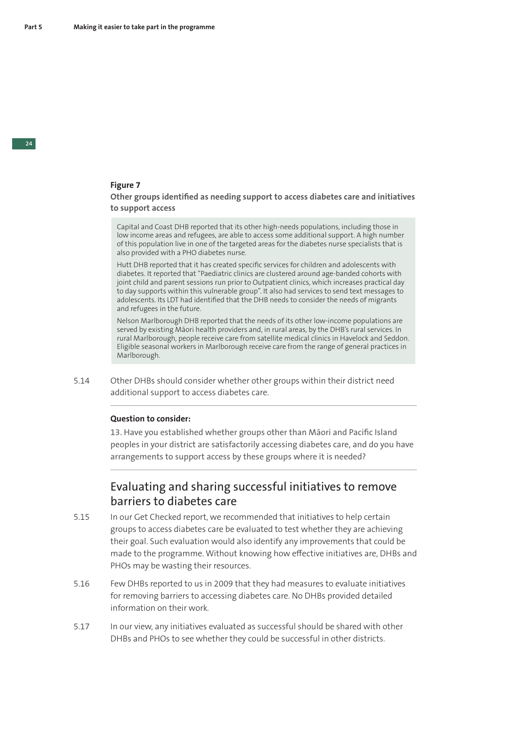**Figure 7**

**Other groups identified as needing support to access diabetes care and initiatives to support access**

> Capital and Coast DHB reported that its other high-needs populations, including those in low income areas and refugees, are able to access some additional support. A high number of this population live in one of the targeted areas for the diabetes nurse specialists that is also provided with a PHO diabetes nurse.
>
> Hutt DHB reported that it has created specific services for children and adolescents with diabetes. It reported that "Paediatric clinics are clustered around age-banded cohorts with joint child and parent sessions run prior to Outpatient clinics, which increases practical day to day supports within this vulnerable group". It also had services to send text messages to adolescents. Its LDT had identified that the DHB needs to consider the needs of migrants and refugees in the future.
>
> Nelson Marlborough DHB reported that the needs of its other low-income populations are served by existing Māori health providers and, in rural areas, by the DHB's rural services. In rural Marlborough, people receive care from satellite medical clinics in Havelock and Seddon. Eligible seasonal workers in Marlborough receive care from the range of general practices in Marlborough.

5.14 Other DHBs should consider whether other groups within their district need additional support to access diabetes care.

---

**Question to consider:**

13. Have you established whether groups other than Māori and Pacific Island peoples in your district are satisfactorily accessing diabetes care, and do you have arrangements to support access by these groups where it is needed?

---

## Evaluating and sharing successful initiatives to remove barriers to diabetes care

5.15 In our Get Checked report, we recommended that initiatives to help certain groups to access diabetes care be evaluated to test whether they are achieving their goal. Such evaluation would also identify any improvements that could be made to the programme. Without knowing how effective initiatives are, DHBs and PHOs may be wasting their resources.

5.16 Few DHBs reported to us in 2009 that they had measures to evaluate initiatives for removing barriers to accessing diabetes care. No DHBs provided detailed information on their work.

5.17 In our view, any initiatives evaluated as successful should be shared with other DHBs and PHOs to see whether they could be successful in other districts.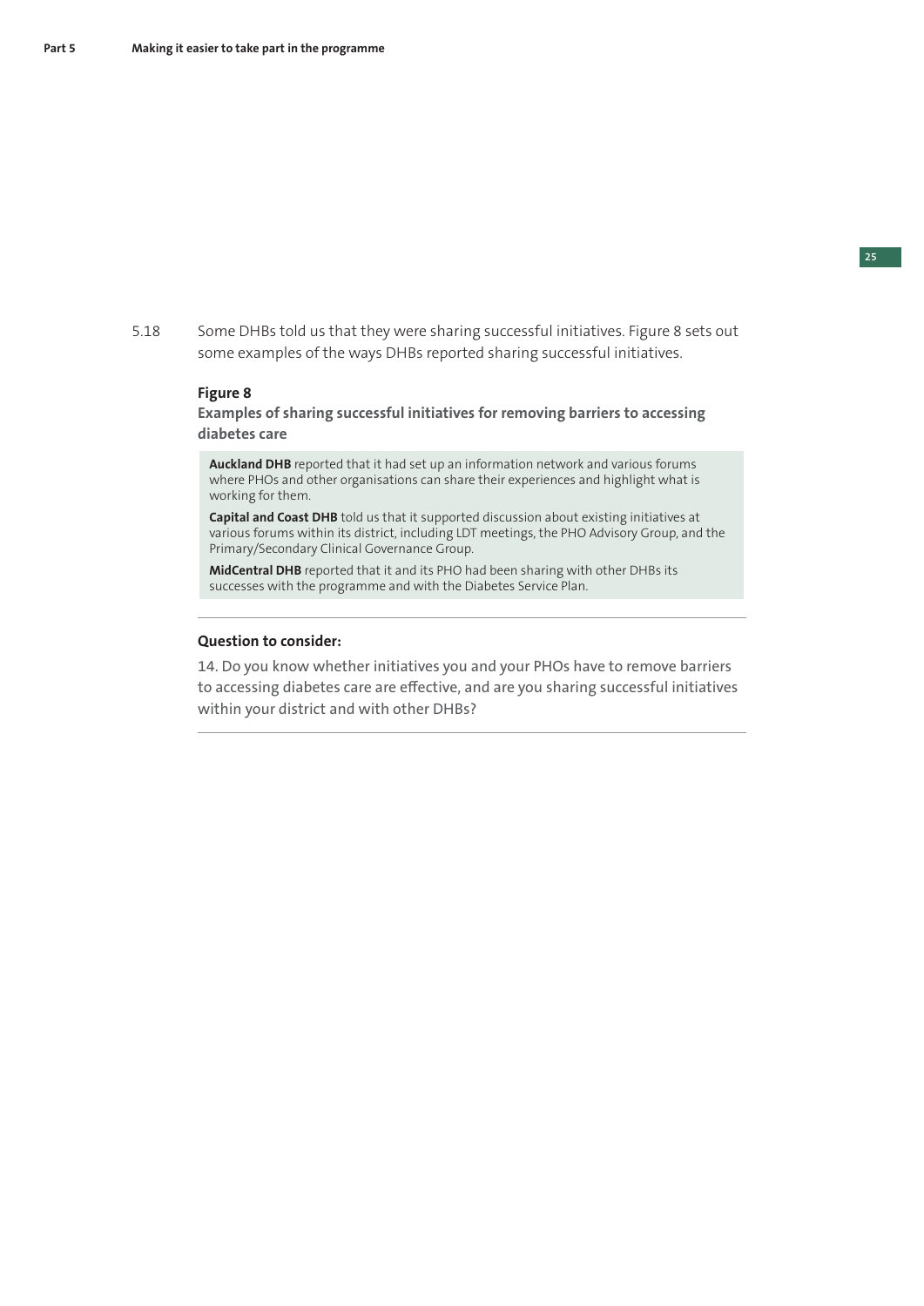5.18 Some DHBs told us that they were sharing successful initiatives. Figure 8 sets out some examples of the ways DHBs reported sharing successful initiatives.

**Figure 8**

**Examples of sharing successful initiatives for removing barriers to accessing diabetes care**

**Auckland DHB** reported that it had set up an information network and various forums where PHOs and other organisations can share their experiences and highlight what is working for them.

**Capital and Coast DHB** told us that it supported discussion about existing initiatives at various forums within its district, including LDT meetings, the PHO Advisory Group, and the Primary/Secondary Clinical Governance Group.

**MidCentral DHB** reported that it and its PHO had been sharing with other DHBs its successes with the programme and with the Diabetes Service Plan.

---

**Question to consider:**

14. Do you know whether initiatives you and your PHOs have to remove barriers to accessing diabetes care are effective, and are you sharing successful initiatives within your district and with other DHBs?

---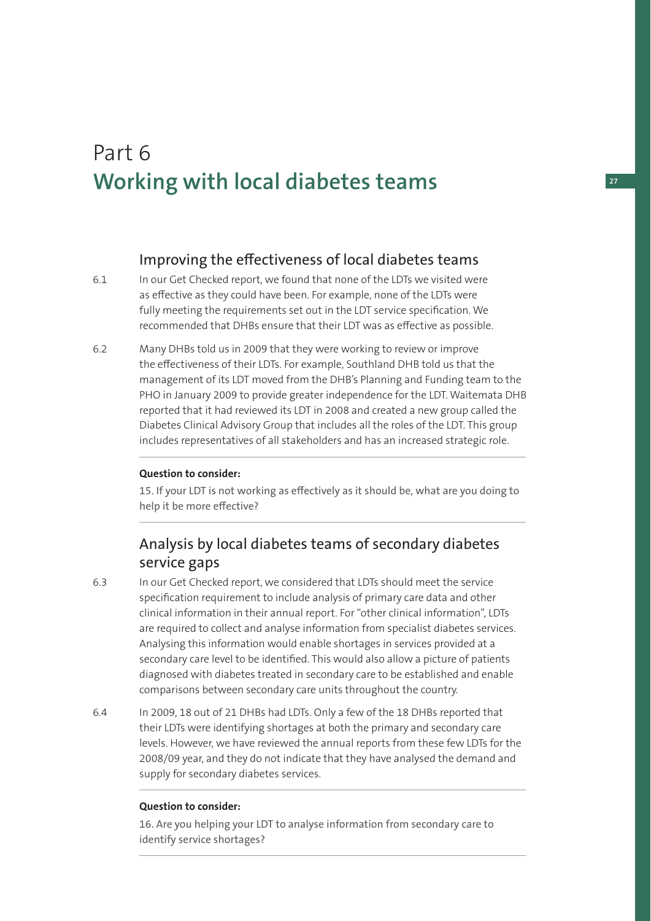# Part 6
# Working with local diabetes teams

## Improving the effectiveness of local diabetes teams

6.1 In our Get Checked report, we found that none of the LDTs we visited were as effective as they could have been. For example, none of the LDTs were fully meeting the requirements set out in the LDT service specification. We recommended that DHBs ensure that their LDT was as effective as possible.

6.2 Many DHBs told us in 2009 that they were working to review or improve the effectiveness of their LDTs. For example, Southland DHB told us that the management of its LDT moved from the DHB's Planning and Funding team to the PHO in January 2009 to provide greater independence for the LDT. Waitemata DHB reported that it had reviewed its LDT in 2008 and created a new group called the Diabetes Clinical Advisory Group that includes all the roles of the LDT. This group includes representatives of all stakeholders and has an increased strategic role.

---

**Question to consider:**

15. If your LDT is not working as effectively as it should be, what are you doing to help it be more effective?

---

## Analysis by local diabetes teams of secondary diabetes service gaps

6.3 In our Get Checked report, we considered that LDTs should meet the service specification requirement to include analysis of primary care data and other clinical information in their annual report. For "other clinical information", LDTs are required to collect and analyse information from specialist diabetes services. Analysing this information would enable shortages in services provided at a secondary care level to be identified. This would also allow a picture of patients diagnosed with diabetes treated in secondary care to be established and enable comparisons between secondary care units throughout the country.

6.4 In 2009, 18 out of 21 DHBs had LDTs. Only a few of the 18 DHBs reported that their LDTs were identifying shortages at both the primary and secondary care levels. However, we have reviewed the annual reports from these few LDTs for the 2008/09 year, and they do not indicate that they have analysed the demand and supply for secondary diabetes services.

---

**Question to consider:**

16. Are you helping your LDT to analyse information from secondary care to identify service shortages?

---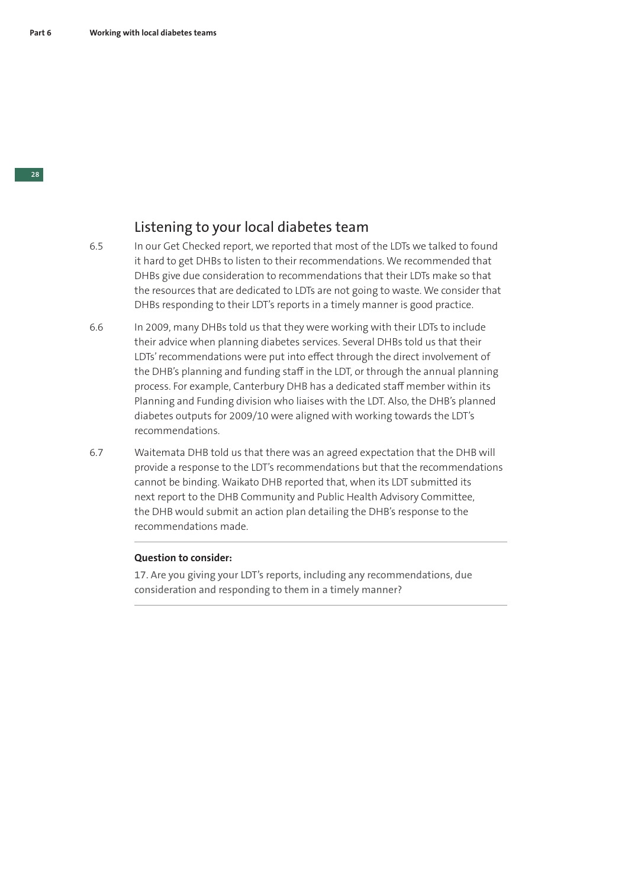## Listening to your local diabetes team

6.5 In our Get Checked report, we reported that most of the LDTs we talked to found it hard to get DHBs to listen to their recommendations. We recommended that DHBs give due consideration to recommendations that their LDTs make so that the resources that are dedicated to LDTs are not going to waste. We consider that DHBs responding to their LDT's reports in a timely manner is good practice.

6.6 In 2009, many DHBs told us that they were working with their LDTs to include their advice when planning diabetes services. Several DHBs told us that their LDTs' recommendations were put into effect through the direct involvement of the DHB's planning and funding staff in the LDT, or through the annual planning process. For example, Canterbury DHB has a dedicated staff member within its Planning and Funding division who liaises with the LDT. Also, the DHB's planned diabetes outputs for 2009/10 were aligned with working towards the LDT's recommendations.

6.7 Waitemata DHB told us that there was an agreed expectation that the DHB will provide a response to the LDT's recommendations but that the recommendations cannot be binding. Waikato DHB reported that, when its LDT submitted its next report to the DHB Community and Public Health Advisory Committee, the DHB would submit an action plan detailing the DHB's response to the recommendations made.

---

**Question to consider:**

17. Are you giving your LDT's reports, including any recommendations, due consideration and responding to them in a timely manner?

---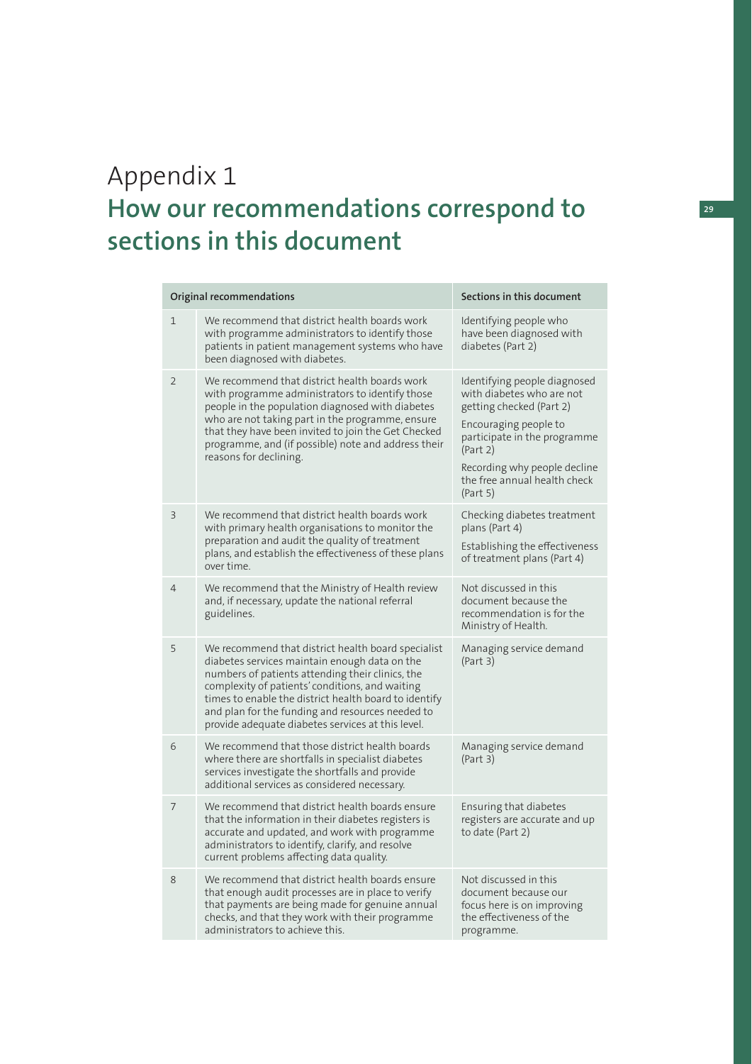# Appendix 1
## How our recommendations correspond to sections in this document

| Original recommendations | | Sections in this document |
|---|---|---|
| 1 | We recommend that district health boards work with programme administrators to identify those patients in patient management systems who have been diagnosed with diabetes. | Identifying people who have been diagnosed with diabetes (Part 2) |
| 2 | We recommend that district health boards work with programme administrators to identify those people in the population diagnosed with diabetes who are not taking part in the programme, ensure that they have been invited to join the Get Checked programme, and (if possible) note and address their reasons for declining. | Identifying people diagnosed with diabetes who are not getting checked (Part 2)<br>Encouraging people to participate in the programme (Part 2)<br>Recording why people decline the free annual health check (Part 5) |
| 3 | We recommend that district health boards work with primary health organisations to monitor the preparation and audit the quality of treatment plans, and establish the effectiveness of these plans over time. | Checking diabetes treatment plans (Part 4)<br>Establishing the effectiveness of treatment plans (Part 4) |
| 4 | We recommend that the Ministry of Health review and, if necessary, update the national referral guidelines. | Not discussed in this document because the recommendation is for the Ministry of Health. |
| 5 | We recommend that district health board specialist diabetes services maintain enough data on the numbers of patients attending their clinics, the complexity of patients' conditions, and waiting times to enable the district health board to identify and plan for the funding and resources needed to provide adequate diabetes services at this level. | Managing service demand (Part 3) |
| 6 | We recommend that those district health boards where there are shortfalls in specialist diabetes services investigate the shortfalls and provide additional services as considered necessary. | Managing service demand (Part 3) |
| 7 | We recommend that district health boards ensure that the information in their diabetes registers is accurate and updated, and work with programme administrators to identify, clarify, and resolve current problems affecting data quality. | Ensuring that diabetes registers are accurate and up to date (Part 2) |
| 8 | We recommend that district health boards ensure that enough audit processes are in place to verify that payments are being made for genuine annual checks, and that they work with their programme administrators to achieve this. | Not discussed in this document because our focus here is on improving the effectiveness of the programme. |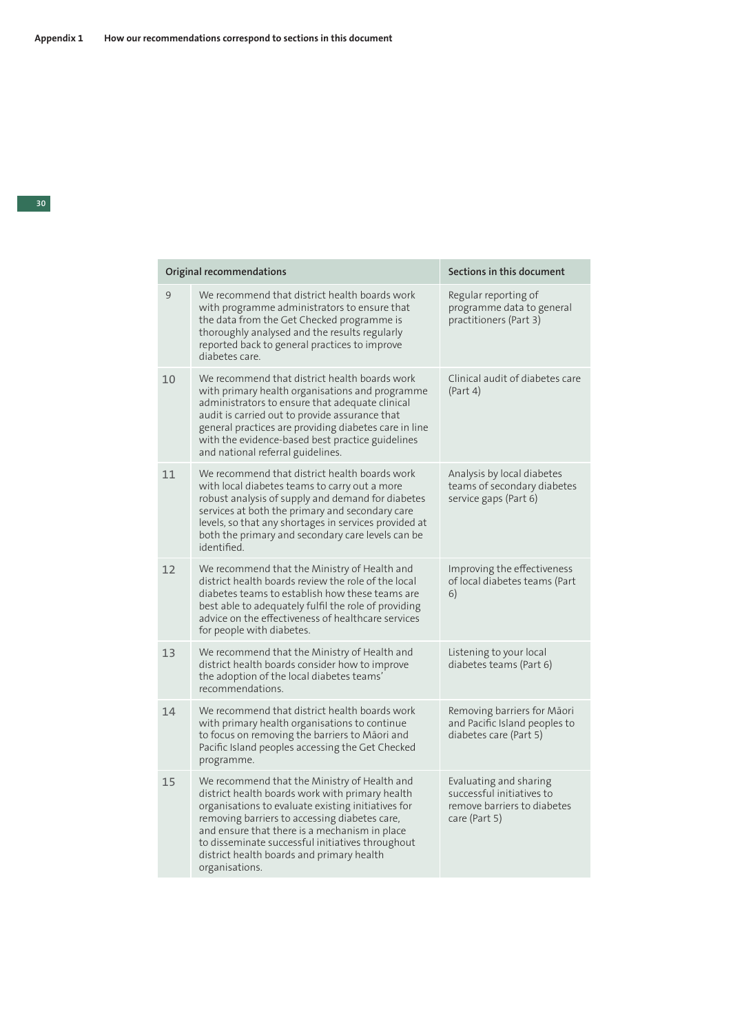| Original recommendations | | Sections in this document |
|---|---|---|
| 9 | We recommend that district health boards work with programme administrators to ensure that the data from the Get Checked programme is thoroughly analysed and the results regularly reported back to general practices to improve diabetes care. | Regular reporting of programme data to general practitioners (Part 3) |
| 10 | We recommend that district health boards work with primary health organisations and programme administrators to ensure that adequate clinical audit is carried out to provide assurance that general practices are providing diabetes care in line with the evidence-based best practice guidelines and national referral guidelines. | Clinical audit of diabetes care (Part 4) |
| 11 | We recommend that district health boards work with local diabetes teams to carry out a more robust analysis of supply and demand for diabetes services at both the primary and secondary care levels, so that any shortages in services provided at both the primary and secondary care levels can be identified. | Analysis by local diabetes teams of secondary diabetes service gaps (Part 6) |
| 12 | We recommend that the Ministry of Health and district health boards review the role of the local diabetes teams to establish how these teams are best able to adequately fulfil the role of providing advice on the effectiveness of healthcare services for people with diabetes. | Improving the effectiveness of local diabetes teams (Part 6) |
| 13 | We recommend that the Ministry of Health and district health boards consider how to improve the adoption of the local diabetes teams' recommendations. | Listening to your local diabetes teams (Part 6) |
| 14 | We recommend that district health boards work with primary health organisations to continue to focus on removing the barriers to Māori and Pacific Island peoples accessing the Get Checked programme. | Removing barriers for Māori and Pacific Island peoples to diabetes care (Part 5) |
| 15 | We recommend that the Ministry of Health and district health boards work with primary health organisations to evaluate existing initiatives for removing barriers to accessing diabetes care, and ensure that there is a mechanism in place to disseminate successful initiatives throughout district health boards and primary health organisations. | Evaluating and sharing successful initiatives to remove barriers to diabetes care (Part 5) |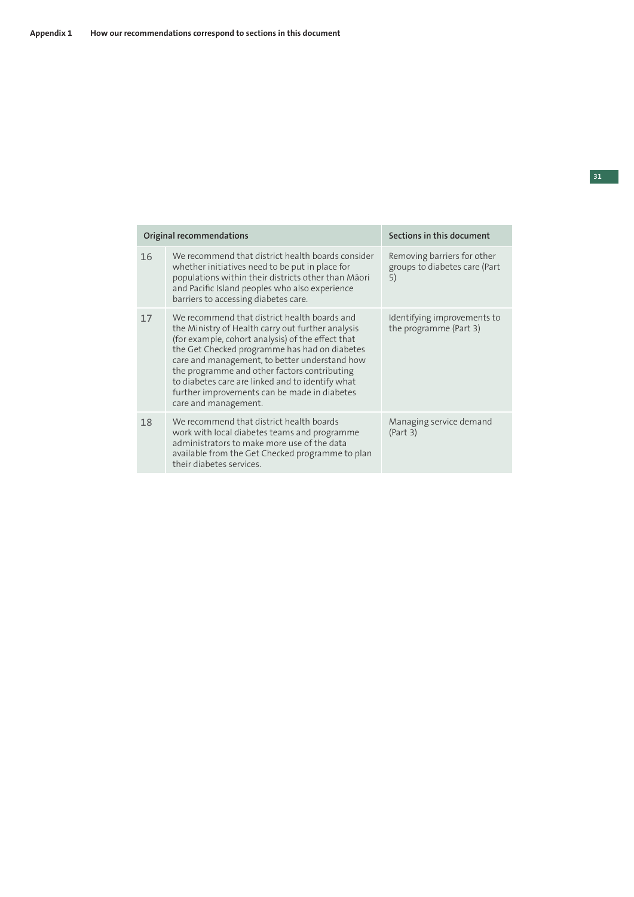| Original recommendations | | Sections in this document |
|---|---|---|
| 16 | We recommend that district health boards consider whether initiatives need to be put in place for populations within their districts other than Māori and Pacific Island peoples who also experience barriers to accessing diabetes care. | Removing barriers for other groups to diabetes care (Part 5) |
| 17 | We recommend that district health boards and the Ministry of Health carry out further analysis (for example, cohort analysis) of the effect that the Get Checked programme has had on diabetes care and management, to better understand how the programme and other factors contributing to diabetes care are linked and to identify what further improvements can be made in diabetes care and management. | Identifying improvements to the programme (Part 3) |
| 18 | We recommend that district health boards work with local diabetes teams and programme administrators to make more use of the data available from the Get Checked programme to plan their diabetes services. | Managing service demand (Part 3) |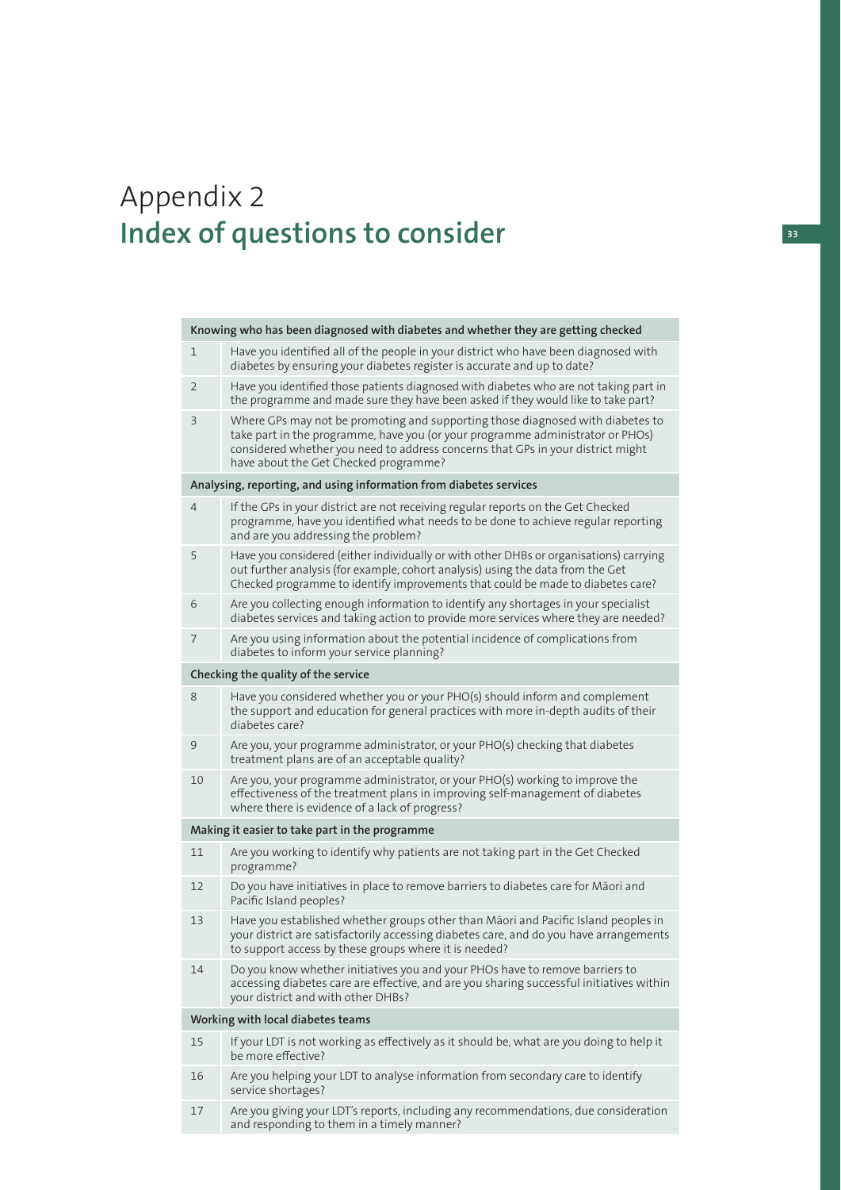# Appendix 2
## Index of questions to consider

| | |
|---|---|
| **Knowing who has been diagnosed with diabetes and whether they are getting checked** | |
| 1 | Have you identified all of the people in your district who have been diagnosed with diabetes by ensuring your diabetes register is accurate and up to date? |
| 2 | Have you identified those patients diagnosed with diabetes who are not taking part in the programme and made sure they have been asked if they would like to take part? |
| 3 | Where GPs may not be promoting and supporting those diagnosed with diabetes to take part in the programme, have you (or your programme administrator or PHOs) considered whether you need to address concerns that GPs in your district might have about the Get Checked programme? |
| **Analysing, reporting, and using information from diabetes services** | |
| 4 | If the GPs in your district are not receiving regular reports on the Get Checked programme, have you identified what needs to be done to achieve regular reporting and are you addressing the problem? |
| 5 | Have you considered (either individually or with other DHBs or organisations) carrying out further analysis (for example, cohort analysis) using the data from the Get Checked programme to identify improvements that could be made to diabetes care? |
| 6 | Are you collecting enough information to identify any shortages in your specialist diabetes services and taking action to provide more services where they are needed? |
| 7 | Are you using information about the potential incidence of complications from diabetes to inform your service planning? |
| **Checking the quality of the service** | |
| 8 | Have you considered whether you or your PHO(s) should inform and complement the support and education for general practices with more in-depth audits of their diabetes care? |
| 9 | Are you, your programme administrator, or your PHO(s) checking that diabetes treatment plans are of an acceptable quality? |
| 10 | Are you, your programme administrator, or your PHO(s) working to improve the effectiveness of the treatment plans in improving self-management of diabetes where there is evidence of a lack of progress? |
| **Making it easier to take part in the programme** | |
| 11 | Are you working to identify why patients are not taking part in the Get Checked programme? |
| 12 | Do you have initiatives in place to remove barriers to diabetes care for Māori and Pacific Island peoples? |
| 13 | Have you established whether groups other than Māori and Pacific Island peoples in your district are satisfactorily accessing diabetes care, and do you have arrangements to support access by these groups where it is needed? |
| 14 | Do you know whether initiatives you and your PHOs have to remove barriers to accessing diabetes care are effective, and are you sharing successful initiatives within your district and with other DHBs? |
| **Working with local diabetes teams** | |
| 15 | If your LDT is not working as effectively as it should be, what are you doing to help it be more effective? |
| 16 | Are you helping your LDT to analyse information from secondary care to identify service shortages? |
| 17 | Are you giving your LDT's reports, including any recommendations, due consideration and responding to them in a timely manner? |